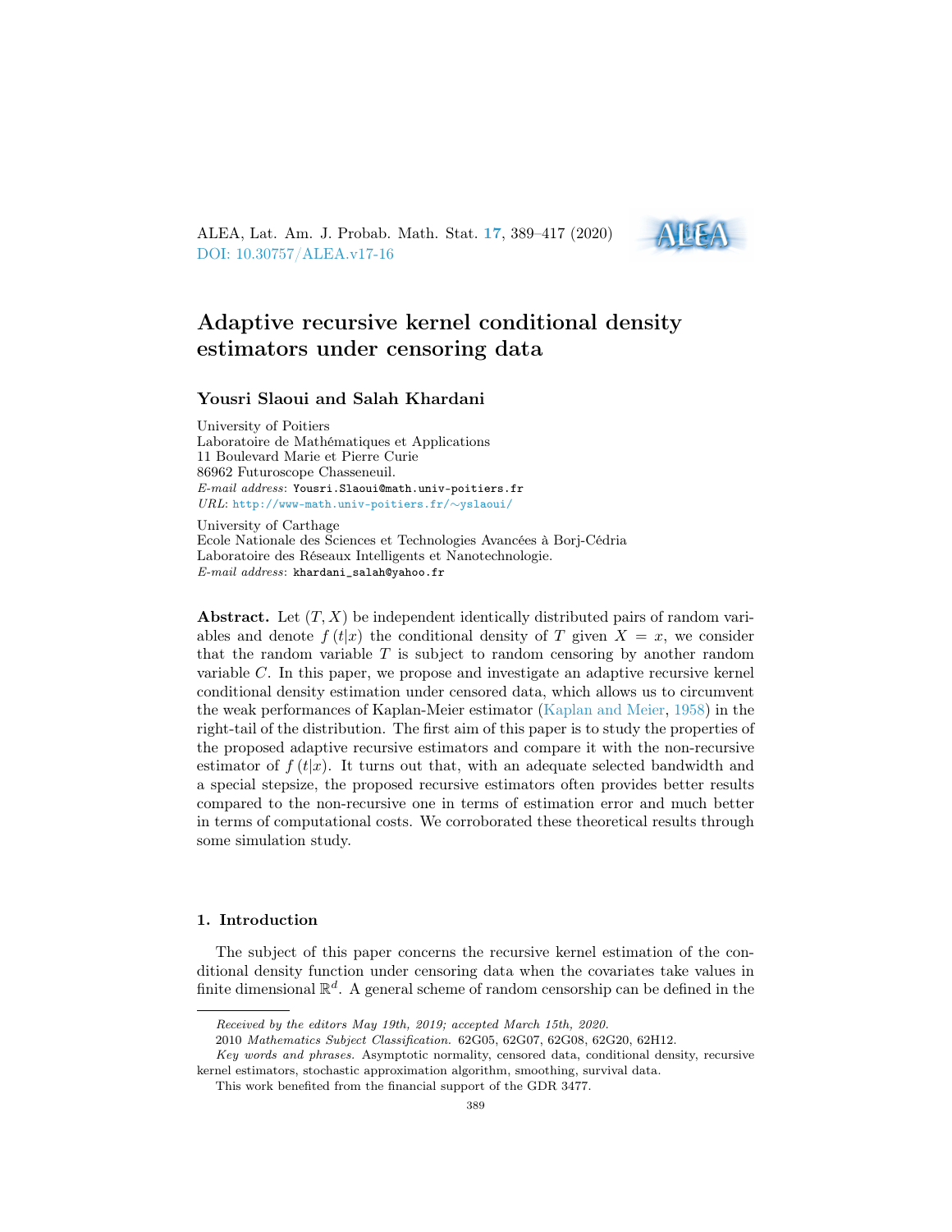# Adaptive recursive kernel conditional density estimators under censoring data

**Yousri Slaoui and Salah Khardani**

University of Poitiers
Laboratoire de Mathématiques et Applications
11 Boulevard Marie et Pierre Curie
86962 Futuroscope Chasseneuil.
*E-mail address*: Yousri.Slaoui@math.univ-poitiers.fr
*URL*: http://www-math.univ-poitiers.fr/∼yslaoui/

University of Carthage
Ecole Nationale des Sciences et Technologies Avancées à Borj-Cédria
Laboratoire des Réseaux Intelligents et Nanotechnologie.
*E-mail address*: khardani_salah@yahoo.fr

**Abstract.** Let $(T, X)$ be independent identically distributed pairs of random variables and denote $f(t|x)$ the conditional density of $T$ given $X = x$, we consider that the random variable $T$ is subject to random censoring by another random variable $C$. In this paper, we propose and investigate an adaptive recursive kernel conditional density estimation under censored data, which allows us to circumvent the weak performances of Kaplan-Meier estimator (Kaplan and Meier, 1958) in the right-tail of the distribution. The first aim of this paper is to study the properties of the proposed adaptive recursive estimators and compare it with the non-recursive estimator of $f(t|x)$. It turns out that, with an adequate selected bandwidth and a special stepsize, the proposed recursive estimators often provides better results compared to the non-recursive one in terms of estimation error and much better in terms of computational costs. We corroborated these theoretical results through some simulation study.

## 1. Introduction

The subject of this paper concerns the recursive kernel estimation of the conditional density function under censoring data when the covariates take values in finite dimensional $\mathbb{R}^d$. A general scheme of random censorship can be defined in the

---

*Received by the editors May 19th, 2019; accepted March 15th, 2020.*

2010 *Mathematics Subject Classification.* 62G05, 62G07, 62G08, 62G20, 62H12.

*Key words and phrases.* Asymptotic normality, censored data, conditional density, recursive kernel estimators, stochastic approximation algorithm, smoothing, survival data.

This work benefited from the financial support of the GDR 3477.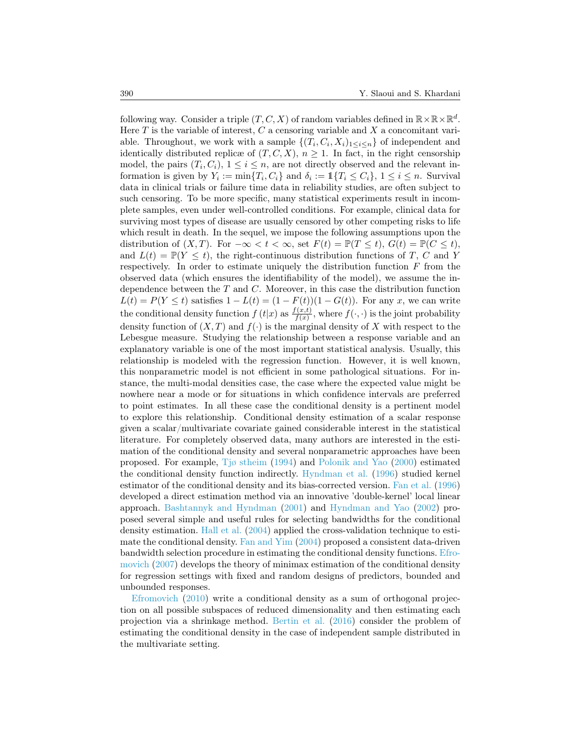following way. Consider a triple $(T, C, X)$ of random variables defined in $\mathbb{R}\times\mathbb{R}\times\mathbb{R}^d$. Here $T$ is the variable of interest, $C$ a censoring variable and $X$ a concomitant variable. Throughout, we work with a sample $\{(T_i, C_i, X_i)_{1\leq i\leq n}\}$ of independent and identically distributed replicæ of $(T, C, X)$, $n \geq 1$. In fact, in the right censorship model, the pairs $(T_i, C_i)$, $1 \leq i \leq n$, are not directly observed and the relevant information is given by $Y_i := \min\{T_i, C_i\}$ and $\delta_i := \mathbb{1}\{T_i \leq C_i\}$, $1 \leq i \leq n$. Survival data in clinical trials or failure time data in reliability studies, are often subject to such censoring. To be more specific, many statistical experiments result in incomplete samples, even under well-controlled conditions. For example, clinical data for surviving most types of disease are usually censored by other competing risks to life which result in death. In the sequel, we impose the following assumptions upon the distribution of $(X, T)$. For $-\infty < t < \infty$, set $F(t) = \mathbb{P}(T \leq t)$, $G(t) = \mathbb{P}(C \leq t)$, and $L(t) = \mathbb{P}(Y \leq t)$, the right-continuous distribution functions of $T$, $C$ and $Y$ respectively. In order to estimate uniquely the distribution function $F$ from the observed data (which ensures the identifiability of the model), we assume the independence between the $T$ and $C$. Moreover, in this case the distribution function $L(t) = P(Y \leq t)$ satisfies $1 - L(t) = (1 - F(t))(1 - G(t))$. For any $x$, we can write the conditional density function $f(t|x)$ as $\frac{f(x,t)}{f(x)}$, where $f(\cdot,\cdot)$ is the joint probability density function of $(X, T)$ and $f(\cdot)$ is the marginal density of $X$ with respect to the Lebesgue measure. Studying the relationship between a response variable and an explanatory variable is one of the most important statistical analysis. Usually, this relationship is modeled with the regression function. However, it is well known, this nonparametric model is not efficient in some pathological situations. For instance, the multi-modal densities case, the case where the expected value might be nowhere near a mode or for situations in which confidence intervals are preferred to point estimates. In all these case the conditional density is a pertinent model to explore this relationship. Conditional density estimation of a scalar response given a scalar/multivariate covariate gained considerable interest in the statistical literature. For completely observed data, many authors are interested in the estimation of the conditional density and several nonparametric approaches have been proposed. For example, Tjø stheim (1994) and Polonik and Yao (2000) estimated the conditional density function indirectly. Hyndman et al. (1996) studied kernel estimator of the conditional density and its bias-corrected version. Fan et al. (1996) developed a direct estimation method via an innovative 'double-kernel' local linear approach. Bashtannyk and Hyndman (2001) and Hyndman and Yao (2002) proposed several simple and useful rules for selecting bandwidths for the conditional density estimation. Hall et al. (2004) applied the cross-validation technique to estimate the conditional density. Fan and Yim (2004) proposed a consistent data-driven bandwidth selection procedure in estimating the conditional density functions. Efromovich (2007) develops the theory of minimax estimation of the conditional density for regression settings with fixed and random designs of predictors, bounded and unbounded responses.

Efromovich (2010) write a conditional density as a sum of orthogonal projection on all possible subspaces of reduced dimensionality and then estimating each projection via a shrinkage method. Bertin et al. (2016) consider the problem of estimating the conditional density in the case of independent sample distributed in the multivariate setting.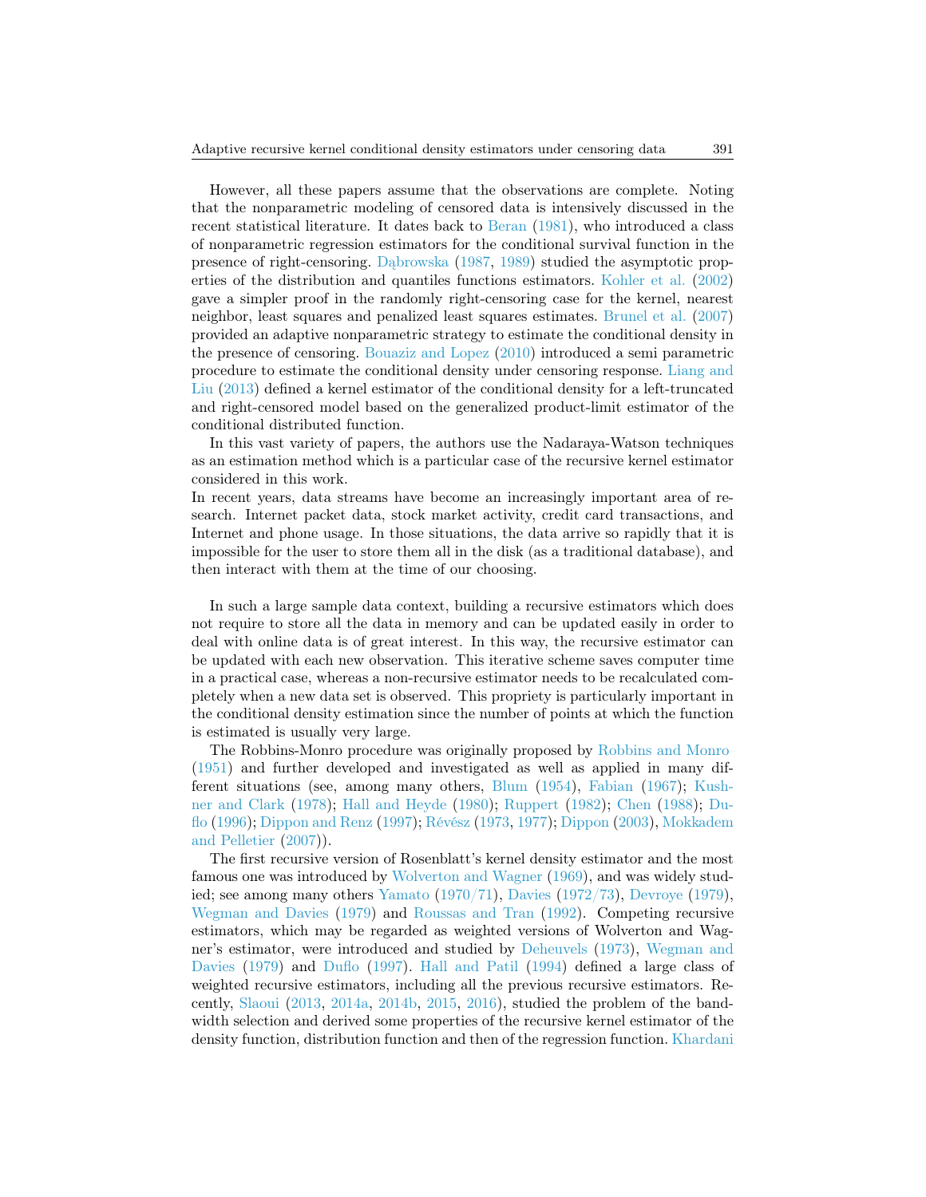However, all these papers assume that the observations are complete. Noting that the nonparametric modeling of censored data is intensively discussed in the recent statistical literature. It dates back to Beran (1981), who introduced a class of nonparametric regression estimators for the conditional survival function in the presence of right-censoring. Dąbrowska (1987, 1989) studied the asymptotic properties of the distribution and quantiles functions estimators. Kohler et al. (2002) gave a simpler proof in the randomly right-censoring case for the kernel, nearest neighbor, least squares and penalized least squares estimates. Brunel et al. (2007) provided an adaptive nonparametric strategy to estimate the conditional density in the presence of censoring. Bouaziz and Lopez (2010) introduced a semi parametric procedure to estimate the conditional density under censoring response. Liang and Liu (2013) defined a kernel estimator of the conditional density for a left-truncated and right-censored model based on the generalized product-limit estimator of the conditional distributed function.

In this vast variety of papers, the authors use the Nadaraya-Watson techniques as an estimation method which is a particular case of the recursive kernel estimator considered in this work.
In recent years, data streams have become an increasingly important area of research. Internet packet data, stock market activity, credit card transactions, and Internet and phone usage. In those situations, the data arrive so rapidly that it is impossible for the user to store them all in the disk (as a traditional database), and then interact with them at the time of our choosing.

In such a large sample data context, building a recursive estimators which does not require to store all the data in memory and can be updated easily in order to deal with online data is of great interest. In this way, the recursive estimator can be updated with each new observation. This iterative scheme saves computer time in a practical case, whereas a non-recursive estimator needs to be recalculated completely when a new data set is observed. This propriety is particularly important in the conditional density estimation since the number of points at which the function is estimated is usually very large.

The Robbins-Monro procedure was originally proposed by Robbins and Monro (1951) and further developed and investigated as well as applied in many different situations (see, among many others, Blum (1954), Fabian (1967); Kushner and Clark (1978); Hall and Heyde (1980); Ruppert (1982); Chen (1988); Duflo (1996); Dippon and Renz (1997); Révész (1973, 1977); Dippon (2003), Mokkadem and Pelletier (2007)).

The first recursive version of Rosenblatt's kernel density estimator and the most famous one was introduced by Wolverton and Wagner (1969), and was widely studied; see among many others Yamato (1970/71), Davies (1972/73), Devroye (1979), Wegman and Davies (1979) and Roussas and Tran (1992). Competing recursive estimators, which may be regarded as weighted versions of Wolverton and Wagner's estimator, were introduced and studied by Deheuvels (1973), Wegman and Davies (1979) and Duflo (1997). Hall and Patil (1994) defined a large class of weighted recursive estimators, including all the previous recursive estimators. Recently, Slaoui (2013, 2014a, 2014b, 2015, 2016), studied the problem of the bandwidth selection and derived some properties of the recursive kernel estimator of the density function, distribution function and then of the regression function. Khardani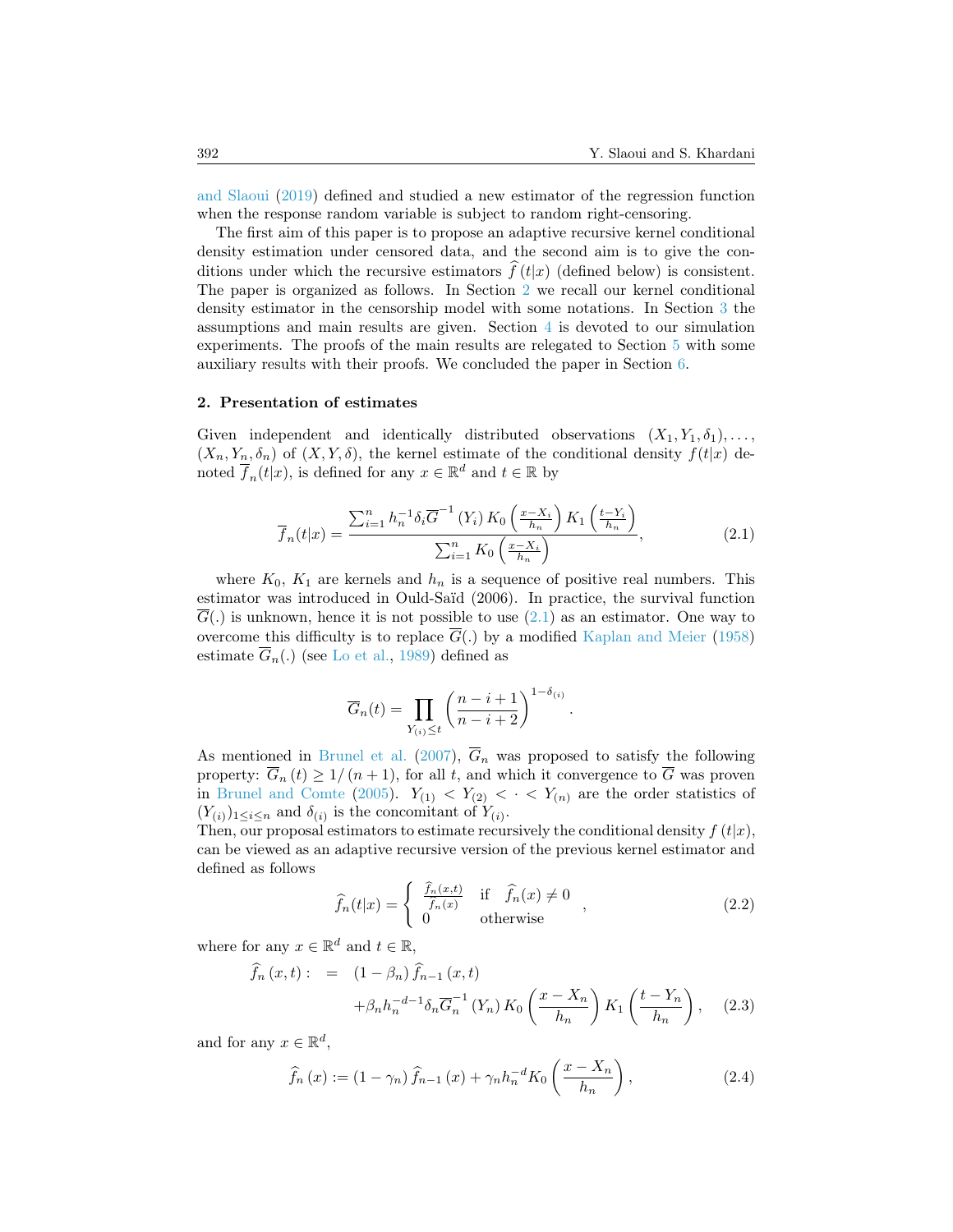and Slaoui (2019) defined and studied a new estimator of the regression function when the response random variable is subject to random right-censoring.

The first aim of this paper is to propose an adaptive recursive kernel conditional density estimation under censored data, and the second aim is to give the conditions under which the recursive estimators $\widehat{f}(t|x)$ (defined below) is consistent. The paper is organized as follows. In Section 2 we recall our kernel conditional density estimator in the censorship model with some notations. In Section 3 the assumptions and main results are given. Section 4 is devoted to our simulation experiments. The proofs of the main results are relegated to Section 5 with some auxiliary results with their proofs. We concluded the paper in Section 6.

## 2. Presentation of estimates

Given independent and identically distributed observations $(X_1, Y_1, \delta_1), \ldots, (X_n, Y_n, \delta_n)$ of $(X, Y, \delta)$, the kernel estimate of the conditional density $f(t|x)$ denoted $\overline{f}_n(t|x)$, is defined for any $x \in \mathbb{R}^d$ and $t \in \mathbb{R}$ by

$$\overline{f}_n(t|x) = \frac{\sum_{i=1}^n h_n^{-1} \delta_i \overline{G}^{-1}(Y_i) K_0\left(\frac{x - X_i}{h_n}\right) K_1\left(\frac{t - Y_i}{h_n}\right)}{\sum_{i=1}^n K_0\left(\frac{x - X_i}{h_n}\right)}, \tag{2.1}$$

where $K_0$, $K_1$ are kernels and $h_n$ is a sequence of positive real numbers. This estimator was introduced in Ould-Saïd (2006). In practice, the survival function $\overline{G}(.)$ is unknown, hence it is not possible to use (2.1) as an estimator. One way to overcome this difficulty is to replace $\overline{G}(.)$ by a modified Kaplan and Meier (1958) estimate $\overline{G}_n(.)$ (see Lo et al., 1989) defined as

$$\overline{G}_n(t) = \prod_{Y_{(i)} \leq t} \left(\frac{n - i + 1}{n - i + 2}\right)^{1 - \delta_{(i)}}.$$

As mentioned in Brunel et al. (2007), $\overline{G}_n$ was proposed to satisfy the following property: $\overline{G}_n(t) \geq 1/(n+1)$, for all $t$, and which it convergence to $\overline{G}$ was proven in Brunel and Comte (2005). $Y_{(1)} < Y_{(2)} < \cdot < Y_{(n)}$ are the order statistics of $(Y_{(i)})_{1 \leq i \leq n}$ and $\delta_{(i)}$ is the concomitant of $Y_{(i)}$.
Then, our proposal estimators to estimate recursively the conditional density $f(t|x)$, can be viewed as an adaptive recursive version of the previous kernel estimator and defined as follows

$$\widehat{f}_n(t|x) = \begin{cases} \frac{\widehat{f}_n(x,t)}{\widehat{f}_n(x)} & \text{if} \quad \widehat{f}_n(x) \neq 0 \\ 0 & \text{otherwise} \end{cases}, \tag{2.2}$$

where for any $x \in \mathbb{R}^d$ and $t \in \mathbb{R}$,

$$\begin{aligned} \widehat{f}_n(x,t) := \quad & (1 - \beta_n) \widehat{f}_{n-1}(x,t) \\ & + \beta_n h_n^{-d-1} \delta_n \overline{G}_n^{-1}(Y_n) K_0\left(\frac{x - X_n}{h_n}\right) K_1\left(\frac{t - Y_n}{h_n}\right), \end{aligned} \tag{2.3}$$

and for any $x \in \mathbb{R}^d$,

$$\widehat{f}_n(x) := (1 - \gamma_n) \widehat{f}_{n-1}(x) + \gamma_n h_n^{-d} K_0\left(\frac{x - X_n}{h_n}\right), \tag{2.4}$$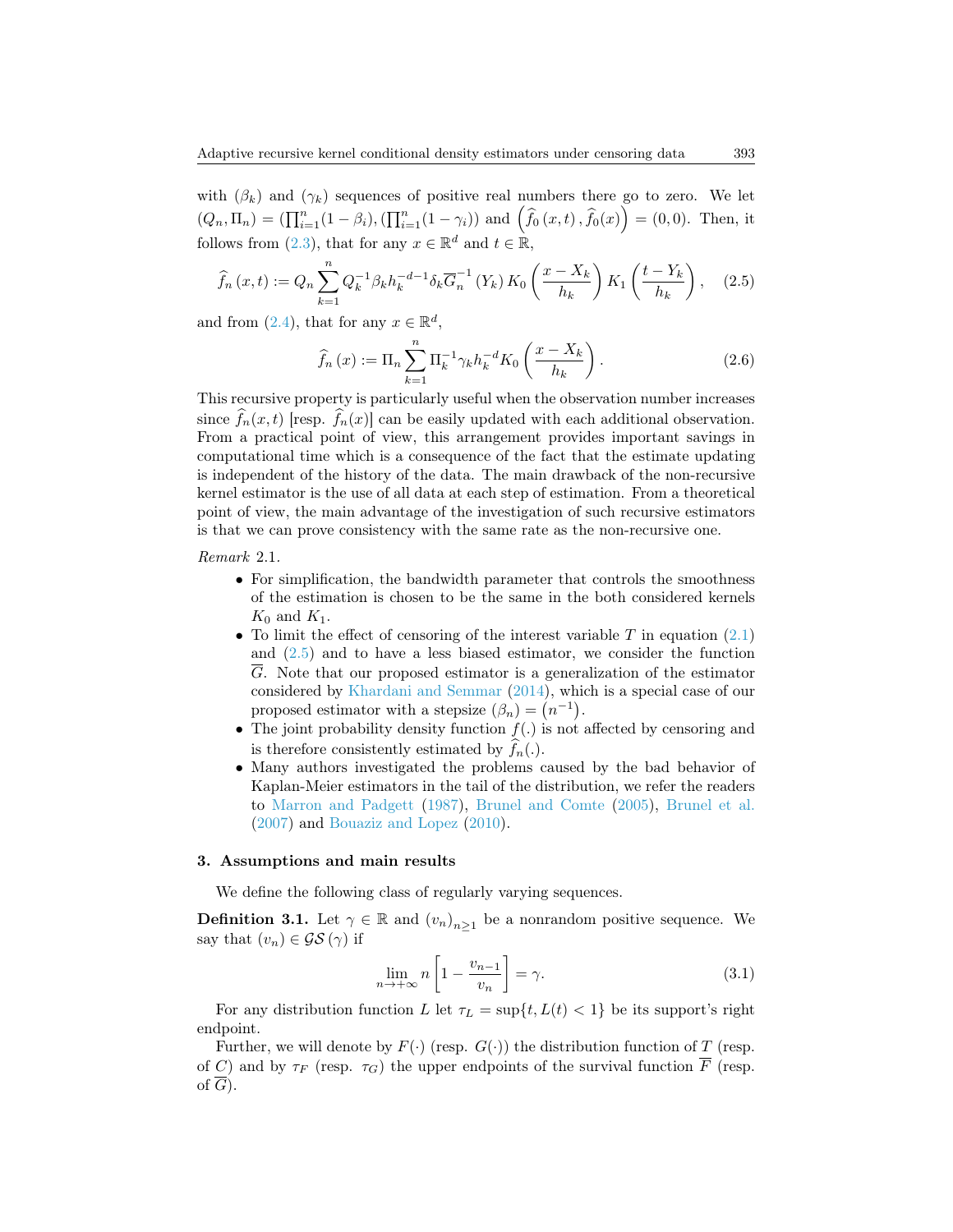with $(\beta_k)$ and $(\gamma_k)$ sequences of positive real numbers there go to zero. We let $(Q_n, \Pi_n) = (\prod_{i=1}^{n}(1-\beta_i), (\prod_{i=1}^{n}(1-\gamma_i))$ and $\left(\widehat{f}_0(x,t), \widehat{f}_0(x)\right) = (0,0)$. Then, it follows from (2.3), that for any $x \in \mathbb{R}^d$ and $t \in \mathbb{R}$,

$$\widehat{f}_n(x,t) := Q_n \sum_{k=1}^{n} Q_k^{-1} \beta_k h_k^{-d-1} \delta_k \overline{G}_n^{-1}(Y_k) K_0\left(\frac{x - X_k}{h_k}\right) K_1\left(\frac{t - Y_k}{h_k}\right), \quad (2.5)$$

and from (2.4), that for any $x \in \mathbb{R}^d$,

$$\widehat{f}_n(x) := \Pi_n \sum_{k=1}^{n} \Pi_k^{-1} \gamma_k h_k^{-d} K_0\left(\frac{x - X_k}{h_k}\right). \quad (2.6)$$

This recursive property is particularly useful when the observation number increases since $\widehat{f}_n(x,t)$ [resp. $\widehat{f}_n(x)$] can be easily updated with each additional observation. From a practical point of view, this arrangement provides important savings in computational time which is a consequence of the fact that the estimate updating is independent of the history of the data. The main drawback of the non-recursive kernel estimator is the use of all data at each step of estimation. From a theoretical point of view, the main advantage of the investigation of such recursive estimators is that we can prove consistency with the same rate as the non-recursive one.

*Remark* 2.1.

- For simplification, the bandwidth parameter that controls the smoothness of the estimation is chosen to be the same in the both considered kernels $K_0$ and $K_1$.
- To limit the effect of censoring of the interest variable $T$ in equation (2.1) and (2.5) and to have a less biased estimator, we consider the function $\overline{G}$. Note that our proposed estimator is a generalization of the estimator considered by Khardani and Semmar (2014), which is a special case of our proposed estimator with a stepsize $(\beta_n) = (n^{-1})$.
- The joint probability density function $f(.)$ is not affected by censoring and is therefore consistently estimated by $\widehat{f}_n(.)$.
- Many authors investigated the problems caused by the bad behavior of Kaplan-Meier estimators in the tail of the distribution, we refer the readers to Marron and Padgett (1987), Brunel and Comte (2005), Brunel et al. (2007) and Bouaziz and Lopez (2010).

## 3. Assumptions and main results

We define the following class of regularly varying sequences.

**Definition 3.1.** Let $\gamma \in \mathbb{R}$ and $(v_n)_{n\geq 1}$ be a nonrandom positive sequence. We say that $(v_n) \in \mathcal{GS}(\gamma)$ if

$$\lim_{n\to+\infty} n\left[1 - \frac{v_{n-1}}{v_n}\right] = \gamma. \quad (3.1)$$

For any distribution function $L$ let $\tau_L = \sup\{t, L(t) < 1\}$ be its support's right endpoint.

Further, we will denote by $F(\cdot)$ (resp. $G(\cdot)$) the distribution function of $T$ (resp. of $C$) and by $\tau_F$ (resp. $\tau_G$) the upper endpoints of the survival function $\overline{F}$ (resp. of $\overline{G}$).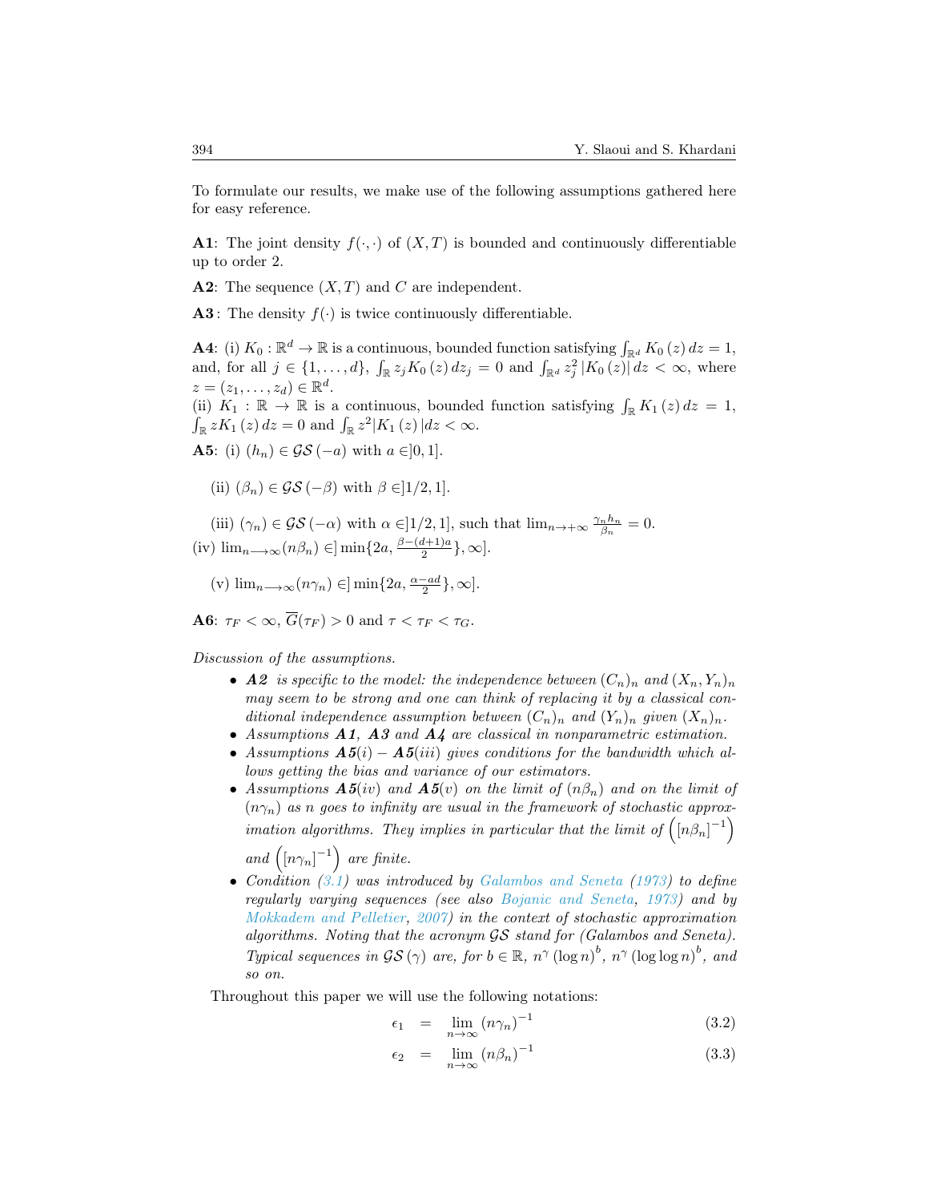To formulate our results, we make use of the following assumptions gathered here for easy reference.

**A1**: The joint density $f(\cdot,\cdot)$ of $(X,T)$ is bounded and continuously differentiable up to order 2.

**A2**: The sequence $(X,T)$ and $C$ are independent.

**A3**: The density $f(\cdot)$ is twice continuously differentiable.

**A4**: (i) $K_0 : \mathbb{R}^d \to \mathbb{R}$ is a continuous, bounded function satisfying $\int_{\mathbb{R}^d} K_0(z)\,dz = 1$, and, for all $j \in \{1,\ldots,d\}$, $\int_{\mathbb{R}} z_j K_0(z)\,dz_j = 0$ and $\int_{\mathbb{R}^d} z_j^2 |K_0(z)|\,dz < \infty$, where $z = (z_1,\ldots,z_d) \in \mathbb{R}^d$.
(ii) $K_1 : \mathbb{R} \to \mathbb{R}$ is a continuous, bounded function satisfying $\int_{\mathbb{R}} K_1(z)\,dz = 1$, $\int_{\mathbb{R}} zK_1(z)\,dz = 0$ and $\int_{\mathbb{R}} z^2 |K_1(z)|\,dz < \infty$.

**A5**: (i) $(h_n) \in \mathcal{GS}(-a)$ with $a \in ]0,1]$.

(ii) $(\beta_n) \in \mathcal{GS}(-\beta)$ with $\beta \in ]1/2,1]$.

(iii) $(\gamma_n) \in \mathcal{GS}(-\alpha)$ with $\alpha \in ]1/2,1]$, such that $\lim_{n\to+\infty} \frac{\gamma_n h_n}{\beta_n} = 0$.

(iv) $\lim_{n\longrightarrow\infty}(n\beta_n) \in ]\min\{2a, \frac{\beta-(d+1)a}{2}\}, \infty]$.

(v) $\lim_{n\longrightarrow\infty}(n\gamma_n) \in ]\min\{2a, \frac{\alpha-ad}{2}\}, \infty]$.

**A6**: $\tau_F < \infty$, $\overline{G}(\tau_F) > 0$ and $\tau < \tau_F < \tau_G$.

*Discussion of the assumptions.*

- ***A2*** *is specific to the model: the independence between $(C_n)_n$ and $(X_n,Y_n)_n$ may seem to be strong and one can think of replacing it by a classical conditional independence assumption between $(C_n)_n$ and $(Y_n)_n$ given $(X_n)_n$.*
- *Assumptions **A1**, **A3** and **A4** are classical in nonparametric estimation.*
- *Assumptions **A5**(i) – **A5**(iii) gives conditions for the bandwidth which allows getting the bias and variance of our estimators.*
- *Assumptions **A5**(iv) and **A5**(v) on the limit of $(n\beta_n)$ and on the limit of $(n\gamma_n)$ as n goes to infinity are usual in the framework of stochastic approximation algorithms. They implies in particular that the limit of $\left([n\beta_n]^{-1}\right)$ and $\left([n\gamma_n]^{-1}\right)$ are finite.*
- *Condition (3.1) was introduced by Galambos and Seneta (1973) to define regularly varying sequences (see also Bojanic and Seneta, 1973) and by Mokkadem and Pelletier, 2007) in the context of stochastic approximation algorithms. Noting that the acronym $\mathcal{GS}$ stand for (Galambos and Seneta). Typical sequences in $\mathcal{GS}(\gamma)$ are, for $b \in \mathbb{R}$, $n^\gamma(\log n)^b$, $n^\gamma(\log\log n)^b$, and so on.*

Throughout this paper we will use the following notations:

$$\epsilon_1 = \lim_{n\to\infty}(n\gamma_n)^{-1} \tag{3.2}$$

$$\epsilon_2 = \lim_{n\to\infty}(n\beta_n)^{-1} \tag{3.3}$$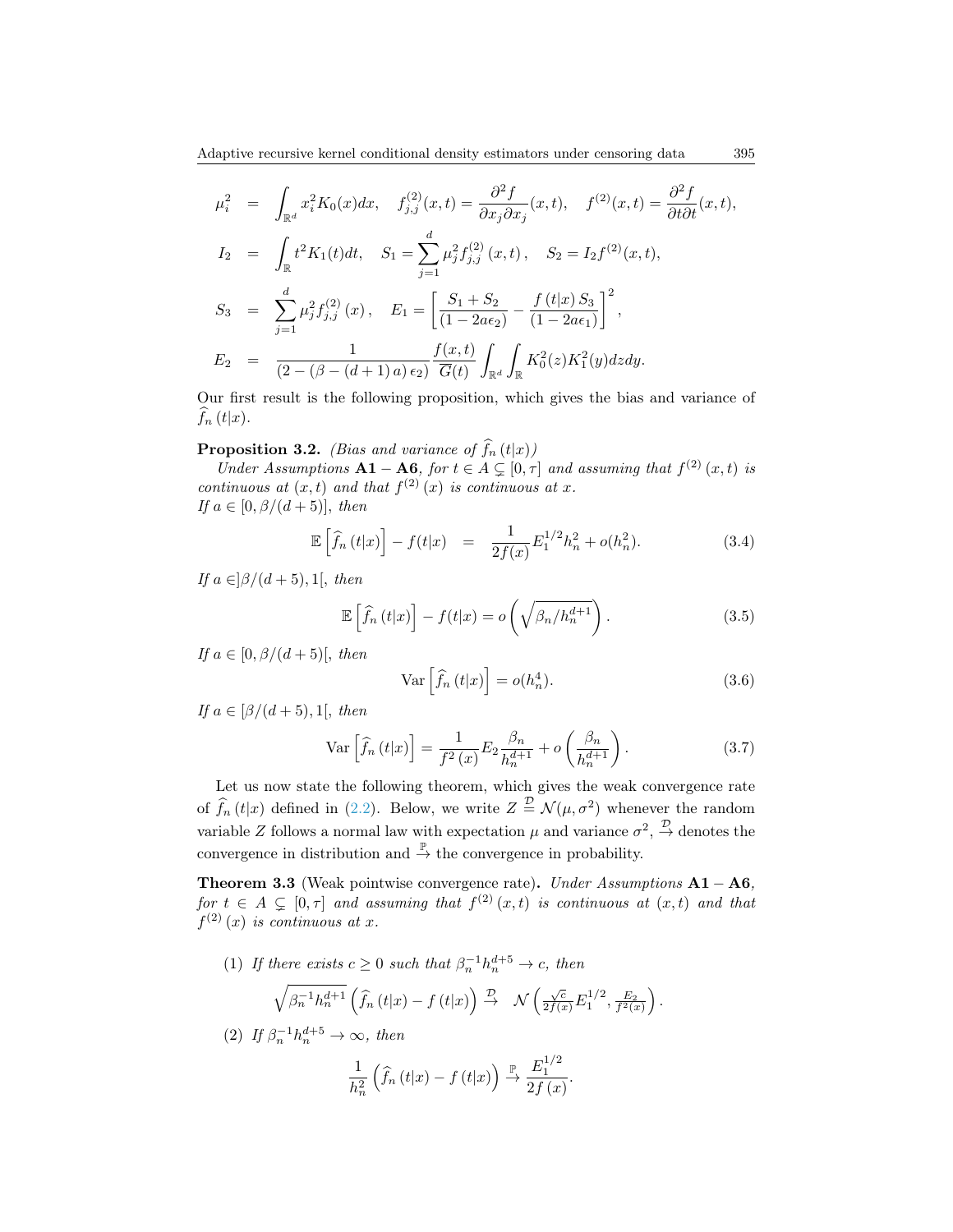$$
\begin{aligned}
\mu_i^2 &= \int_{\mathbb{R}^d} x_i^2 K_0(x)dx, \quad f_{j,j}^{(2)}(x,t) = \frac{\partial^2 f}{\partial x_j \partial x_j}(x,t), \quad f^{(2)}(x,t) = \frac{\partial^2 f}{\partial t \partial t}(x,t), \\
I_2 &= \int_{\mathbb{R}} t^2 K_1(t)dt, \quad S_1 = \sum_{j=1}^d \mu_j^2 f_{j,j}^{(2)}(x,t), \quad S_2 = I_2 f^{(2)}(x,t), \\
S_3 &= \sum_{j=1}^d \mu_j^2 f_{j,j}^{(2)}(x), \quad E_1 = \left[\frac{S_1+S_2}{(1-2a\epsilon_2)} - \frac{f(t|x)\, S_3}{(1-2a\epsilon_1)}\right]^2, \\
E_2 &= \frac{1}{(2-(\beta-(d+1)a)\,\epsilon_2)} \frac{f(x,t)}{\overline{G}(t)} \int_{\mathbb{R}^d}\int_{\mathbb{R}} K_0^2(z)K_1^2(y)dzdy.
\end{aligned}
$$

Our first result is the following proposition, which gives the bias and variance of $\widehat{f}_n(t|x)$.

**Proposition 3.2.** *(Bias and variance of $\widehat{f}_n(t|x)$)*
*Under Assumptions* **A1** − **A6**, *for $t \in A \subsetneq [0,\tau]$ and assuming that $f^{(2)}(x,t)$ is continuous at $(x,t)$ and that $f^{(2)}(x)$ is continuous at $x$.*
*If $a \in [0, \beta/(d+5)]$, then*

$$
\mathbb{E}\left[\widehat{f}_n(t|x)\right] - f(t|x) \quad = \quad \frac{1}{2f(x)} E_1^{1/2} h_n^2 + o(h_n^2). \tag{3.4}
$$

*If $a \in ]\beta/(d+5), 1[$, then*

$$
\mathbb{E}\left[\widehat{f}_n(t|x)\right] - f(t|x) = o\left(\sqrt{\beta_n/h_n^{d+1}}\right). \tag{3.5}
$$

*If $a \in [0, \beta/(d+5)[$, then*

$$
\operatorname{Var}\left[\widehat{f}_n(t|x)\right] = o(h_n^4). \tag{3.6}
$$

*If $a \in [\beta/(d+5), 1[$, then*

$$
\operatorname{Var}\left[\widehat{f}_n(t|x)\right] = \frac{1}{f^2(x)} E_2 \frac{\beta_n}{h_n^{d+1}} + o\left(\frac{\beta_n}{h_n^{d+1}}\right). \tag{3.7}
$$

Let us now state the following theorem, which gives the weak convergence rate of $\widehat{f}_n(t|x)$ defined in (2.2). Below, we write $Z \overset{\mathcal{D}}{=} \mathcal{N}(\mu, \sigma^2)$ whenever the random variable $Z$ follows a normal law with expectation $\mu$ and variance $\sigma^2$, $\overset{\mathcal{D}}{\to}$ denotes the convergence in distribution and $\overset{\mathbb{P}}{\to}$ the convergence in probability.

**Theorem 3.3** (Weak pointwise convergence rate)**.** *Under Assumptions* **A1** − **A6**, *for $t \in A \subsetneq [0,\tau]$ and assuming that $f^{(2)}(x,t)$ is continuous at $(x,t)$ and that $f^{(2)}(x)$ is continuous at $x$.*

(1) *If there exists $c \geq 0$ such that $\beta_n^{-1} h_n^{d+5} \to c$, then*

$$
\sqrt{\beta_n^{-1} h_n^{d+1}} \left(\widehat{f}_n(t|x) - f(t|x)\right) \overset{\mathcal{D}}{\to} \quad \mathcal{N}\left(\frac{\sqrt{c}}{2f(x)} E_1^{1/2}, \frac{E_2}{f^2(x)}\right).
$$

(2) *If $\beta_n^{-1} h_n^{d+5} \to \infty$, then*

$$
\frac{1}{h_n^2}\left(\widehat{f}_n(t|x) - f(t|x)\right) \overset{\mathbb{P}}{\to} \frac{E_1^{1/2}}{2f(x)}.
$$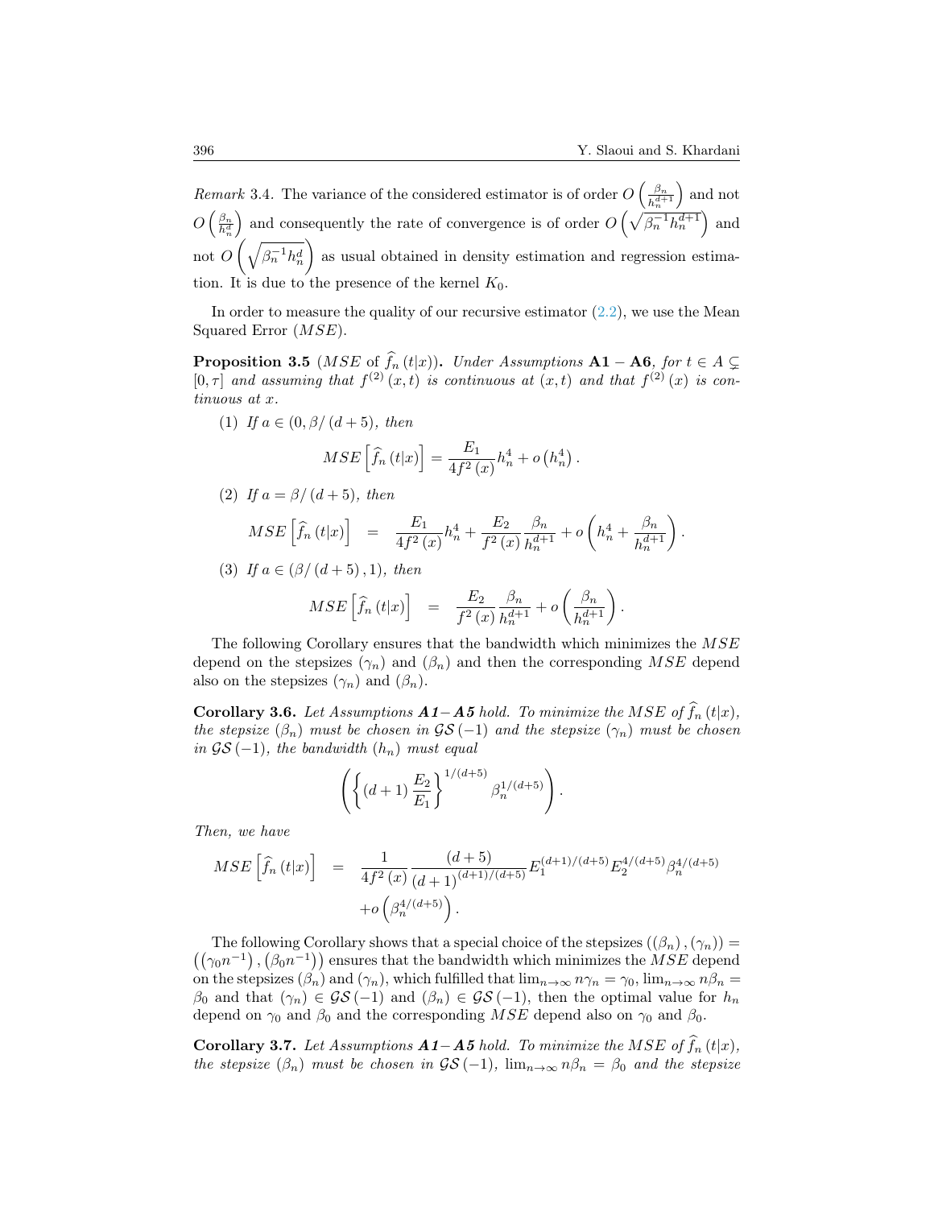*Remark* 3.4. The variance of the considered estimator is of order $O\left(\frac{\beta_n}{h_n^{d+1}}\right)$ and not $O\left(\frac{\beta_n}{h_n^{d}}\right)$ and consequently the rate of convergence is of order $O\left(\sqrt{\beta_n^{-1}h_n^{d+1}}\right)$ and not $O\left(\sqrt{\beta_n^{-1}h_n^{d}}\right)$ as usual obtained in density estimation and regression estimation. It is due to the presence of the kernel $K_0$.

In order to measure the quality of our recursive estimator (2.2), we use the Mean Squared Error ($MSE$).

**Proposition 3.5** ($MSE$ of $\widehat{f}_n(t|x)$)**.** *Under Assumptions* **A1** $-$ **A6***, for* $t \in A \subsetneq [0,\tau]$ *and assuming that* $f^{(2)}(x,t)$ *is continuous at* $(x,t)$ *and that* $f^{(2)}(x)$ *is continuous at* $x$*.*

(1) *If* $a \in (0, \beta/(d+5))$*, then*

$$MSE\left[\widehat{f}_n(t|x)\right] = \frac{E_1}{4f^2(x)}h_n^4 + o\left(h_n^4\right).$$

(2) *If* $a = \beta/(d+5)$*, then*

$$MSE\left[\widehat{f}_n(t|x)\right] = \frac{E_1}{4f^2(x)}h_n^4 + \frac{E_2}{f^2(x)}\frac{\beta_n}{h_n^{d+1}} + o\left(h_n^4 + \frac{\beta_n}{h_n^{d+1}}\right).$$

(3) *If* $a \in (\beta/(d+5), 1)$*, then*

$$MSE\left[\widehat{f}_n(t|x)\right] = \frac{E_2}{f^2(x)}\frac{\beta_n}{h_n^{d+1}} + o\left(\frac{\beta_n}{h_n^{d+1}}\right).$$

The following Corollary ensures that the bandwidth which minimizes the $MSE$ depend on the stepsizes $(\gamma_n)$ and $(\beta_n)$ and then the corresponding $MSE$ depend also on the stepsizes $(\gamma_n)$ and $(\beta_n)$.

**Corollary 3.6.** *Let Assumptions* ***A1****−****A5*** *hold. To minimize the MSE of* $\widehat{f}_n(t|x)$*, the stepsize* $(\beta_n)$ *must be chosen in* $\mathcal{GS}(-1)$ *and the stepsize* $(\gamma_n)$ *must be chosen in* $\mathcal{GS}(-1)$*, the bandwidth* $(h_n)$ *must equal*

$$\left(\left\{(d+1)\frac{E_2}{E_1}\right\}^{1/(d+5)}\beta_n^{1/(d+5)}\right).$$

*Then, we have*

$$\begin{aligned} MSE\left[\widehat{f}_n(t|x)\right] &= \frac{1}{4f^2(x)}\frac{(d+5)}{(d+1)^{(d+1)/(d+5)}}E_1^{(d+1)/(d+5)}E_2^{4/(d+5)}\beta_n^{4/(d+5)} \\ &\quad + o\left(\beta_n^{4/(d+5)}\right). \end{aligned}$$

The following Corollary shows that a special choice of the stepsizes $((\beta_n),(\gamma_n)) = ((\gamma_0 n^{-1}),(\beta_0 n^{-1}))$ ensures that the bandwidth which minimizes the $MSE$ depend on the stepsizes $(\beta_n)$ and $(\gamma_n)$, which fulfilled that $\lim_{n\to\infty} n\gamma_n = \gamma_0$, $\lim_{n\to\infty} n\beta_n = \beta_0$ and that $(\gamma_n) \in \mathcal{GS}(-1)$ and $(\beta_n) \in \mathcal{GS}(-1)$, then the optimal value for $h_n$ depend on $\gamma_0$ and $\beta_0$ and the corresponding $MSE$ depend also on $\gamma_0$ and $\beta_0$.

**Corollary 3.7.** *Let Assumptions* ***A1****−****A5*** *hold. To minimize the MSE of* $\widehat{f}_n(t|x)$*, the stepsize* $(\beta_n)$ *must be chosen in* $\mathcal{GS}(-1)$*,* $\lim_{n\to\infty} n\beta_n = \beta_0$ *and the stepsize*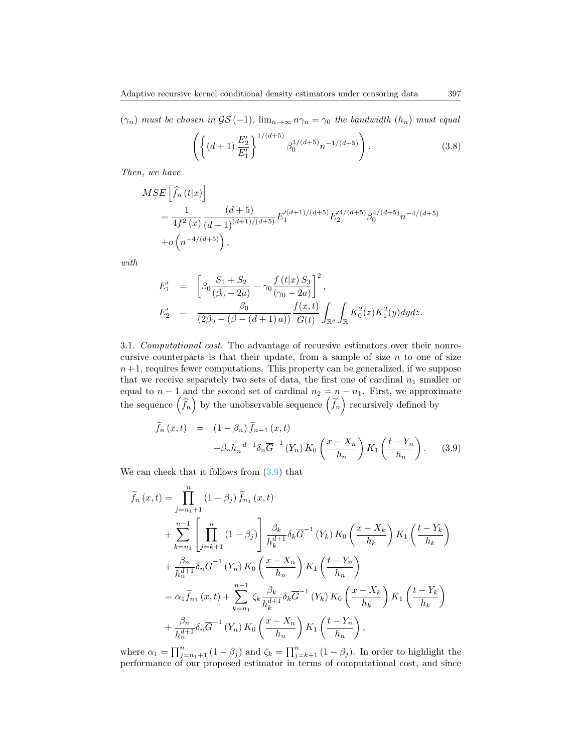$(\gamma_n)$ *must be chosen in* $\mathcal{GS}(-1)$, $\lim_{n\to\infty} n\gamma_n = \gamma_0$ *the bandwidth* $(h_n)$ *must equal*

$$\left(\left\{(d+1)\,\frac{E_2'}{E_1'}\right\}^{1/(d+5)}\beta_0^{1/(d+5)}n^{-1/(d+5)}\right). \tag{3.8}$$

*Then, we have*

$$\begin{aligned}
&MSE\left[\widehat{f}_n\left(t|x\right)\right]\\
&= \frac{1}{4f^2\left(x\right)}\frac{(d+5)}{(d+1)^{(d+1)/(d+5)}}E_1'^{(d+1)/(d+5)}E_2'^{4/(d+5)}\beta_0^{4/(d+5)}n^{-4/(d+5)}\\
&+o\left(n^{-4/(d+5)}\right),
\end{aligned}$$

*with*

$$\begin{aligned}
E_1' &= \left[\beta_0\frac{S_1+S_2}{(\beta_0-2a)}-\gamma_0\frac{f\left(t|x\right)S_3}{(\gamma_0-2a)}\right]^2,\\
E_2' &= \frac{\beta_0}{\left(2\beta_0-(\beta-(d+1)\,a)\right)}\frac{f(x,t)}{\overline{G}(t)}\int_{\mathbb{R}^d}\int_{\mathbb{R}}K_0^2(z)K_1^2(y)dydz.
\end{aligned}$$

3.1. *Computational cost.* The advantage of recursive estimators over their nonrecursive counterparts is that their update, from a sample of size $n$ to one of size $n+1$, requires fewer computations. This property can be generalized, if we suppose that we receive separately two sets of data, the first one of cardinal $n_1$ smaller or equal to $n-1$ and the second set of cardinal $n_2 = n - n_1$. First, we approximate the sequence $\left(\widehat{f}_n\right)$ by the unobservable sequence $\left(\widetilde{f}_n\right)$ recursively defined by

$$\begin{aligned}
\widetilde{f}_n\left(x,t\right) &= \left(1-\beta_n\right)\widetilde{f}_{n-1}\left(x,t\right)\\
&\quad+\beta_n h_n^{-d-1}\delta_n\overline{G}^{-1}\left(Y_n\right)K_0\left(\frac{x-X_n}{h_n}\right)K_1\left(\frac{t-Y_n}{h_n}\right).
\end{aligned} \tag{3.9}$$

We can check that it follows from (3.9) that

$$\begin{aligned}
\widetilde{f}_n\left(x,t\right) &= \prod_{j=n_1+1}^{n}\left(1-\beta_j\right)\widetilde{f}_{n_1}\left(x,t\right)\\
&+\sum_{k=n_1}^{n-1}\left[\prod_{j=k+1}^{n}\left(1-\beta_j\right)\right]\frac{\beta_k}{h_k^{d+1}}\delta_k\overline{G}^{-1}\left(Y_k\right)K_0\left(\frac{x-X_k}{h_k}\right)K_1\left(\frac{t-Y_k}{h_k}\right)\\
&+\frac{\beta_n}{h_n^{d+1}}\delta_n\overline{G}^{-1}\left(Y_n\right)K_0\left(\frac{x-X_n}{h_n}\right)K_1\left(\frac{t-Y_n}{h_n}\right)\\
&=\alpha_1\widetilde{f}_{n_1}\left(x,t\right)+\sum_{k=n_1}^{n-1}\zeta_k\frac{\beta_k}{h_k^{d+1}}\delta_k\overline{G}^{-1}\left(Y_k\right)K_0\left(\frac{x-X_k}{h_k}\right)K_1\left(\frac{t-Y_k}{h_k}\right)\\
&+\frac{\beta_n}{h_n^{d+1}}\delta_n\overline{G}^{-1}\left(Y_n\right)K_0\left(\frac{x-X_n}{h_n}\right)K_1\left(\frac{t-Y_n}{h_n}\right),
\end{aligned}$$

where $\alpha_1 = \prod_{j=n_1+1}^{n}\left(1-\beta_j\right)$ and $\zeta_k = \prod_{j=k+1}^{n}\left(1-\beta_j\right)$. In order to highlight the performance of our proposed estimator in terms of computational cost, and since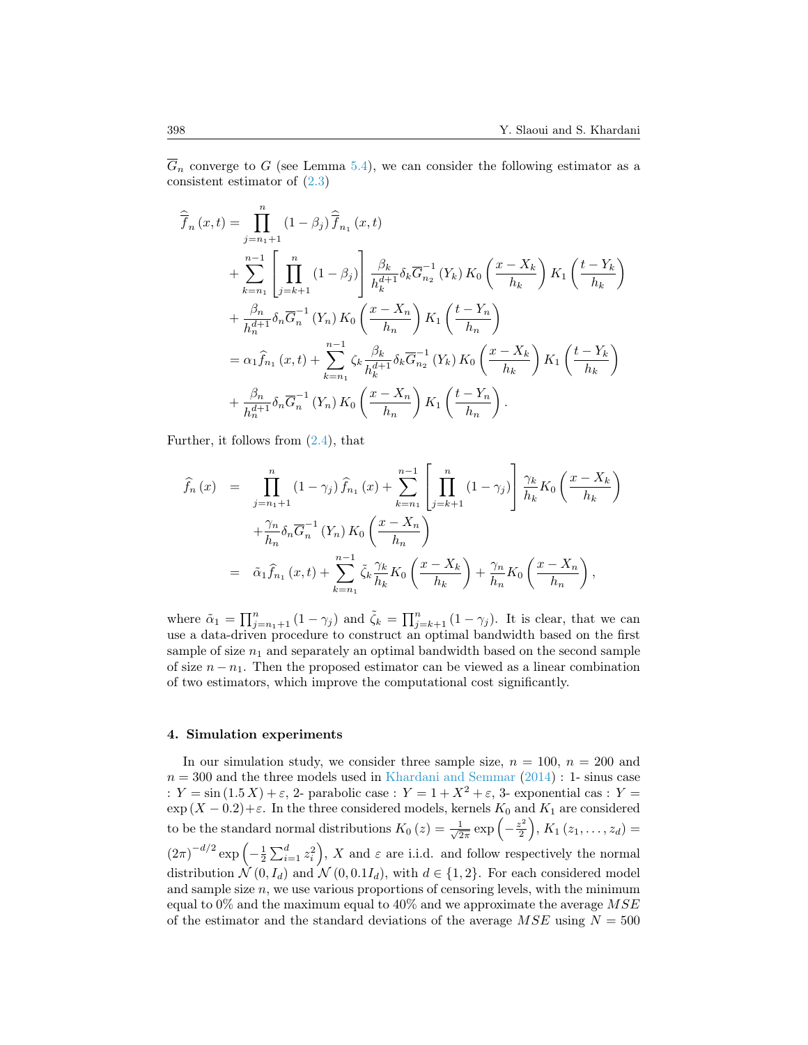$\overline{G}_n$ converge to $G$ (see Lemma 5.4), we can consider the following estimator as a consistent estimator of (2.3)

$$
\begin{aligned}
\widehat{\overline{f}}_n(x,t) &= \prod_{j=n_1+1}^{n}(1-\beta_j)\widehat{\overline{f}}_{n_1}(x,t) \\
&\quad + \sum_{k=n_1}^{n-1}\left[\prod_{j=k+1}^{n}(1-\beta_j)\right]\frac{\beta_k}{h_k^{d+1}}\delta_k\overline{G}_{n_2}^{-1}(Y_k)K_0\left(\frac{x-X_k}{h_k}\right)K_1\left(\frac{t-Y_k}{h_k}\right) \\
&\quad + \frac{\beta_n}{h_n^{d+1}}\delta_n\overline{G}_n^{-1}(Y_n)K_0\left(\frac{x-X_n}{h_n}\right)K_1\left(\frac{t-Y_n}{h_n}\right) \\
&= \alpha_1\widehat{f}_{n_1}(x,t) + \sum_{k=n_1}^{n-1}\zeta_k\frac{\beta_k}{h_k^{d+1}}\delta_k\overline{G}_{n_2}^{-1}(Y_k)K_0\left(\frac{x-X_k}{h_k}\right)K_1\left(\frac{t-Y_k}{h_k}\right) \\
&\quad + \frac{\beta_n}{h_n^{d+1}}\delta_n\overline{G}_n^{-1}(Y_n)K_0\left(\frac{x-X_n}{h_n}\right)K_1\left(\frac{t-Y_n}{h_n}\right).
\end{aligned}
$$

Further, it follows from (2.4), that

$$
\begin{aligned}
\widehat{f}_n(x) &= \prod_{j=n_1+1}^{n}(1-\gamma_j)\widehat{f}_{n_1}(x) + \sum_{k=n_1}^{n-1}\left[\prod_{j=k+1}^{n}(1-\gamma_j)\right]\frac{\gamma_k}{h_k}K_0\left(\frac{x-X_k}{h_k}\right) \\
&\quad + \frac{\gamma_n}{h_n}\delta_n\overline{G}_n^{-1}(Y_n)K_0\left(\frac{x-X_n}{h_n}\right) \\
&= \tilde{\alpha}_1\widehat{f}_{n_1}(x,t) + \sum_{k=n_1}^{n-1}\tilde{\zeta}_k\frac{\gamma_k}{h_k}K_0\left(\frac{x-X_k}{h_k}\right) + \frac{\gamma_n}{h_n}K_0\left(\frac{x-X_n}{h_n}\right),
\end{aligned}
$$

where $\tilde{\alpha}_1 = \prod_{j=n_1+1}^{n}(1-\gamma_j)$ and $\tilde{\zeta}_k = \prod_{j=k+1}^{n}(1-\gamma_j)$. It is clear, that we can use a data-driven procedure to construct an optimal bandwidth based on the first sample of size $n_1$ and separately an optimal bandwidth based on the second sample of size $n-n_1$. Then the proposed estimator can be viewed as a linear combination of two estimators, which improve the computational cost significantly.

## 4. Simulation experiments

In our simulation study, we consider three sample size, $n=100$, $n=200$ and $n=300$ and the three models used in Khardani and Semmar (2014) : 1- sinus case : $Y=\sin(1.5\,X)+\varepsilon$, 2- parabolic case : $Y=1+X^2+\varepsilon$, 3- exponential cas : $Y=\exp(X-0.2)+\varepsilon$. In the three considered models, kernels $K_0$ and $K_1$ are considered to be the standard normal distributions $K_0(z)=\frac{1}{\sqrt{2\pi}}\exp\left(-\frac{z^2}{2}\right)$, $K_1(z_1,\ldots,z_d)=(2\pi)^{-d/2}\exp\left(-\frac{1}{2}\sum_{i=1}^{d}z_i^2\right)$, $X$ and $\varepsilon$ are i.i.d. and follow respectively the normal distribution $\mathcal{N}(0,I_d)$ and $\mathcal{N}(0,0.1I_d)$, with $d\in\{1,2\}$. For each considered model and sample size $n$, we use various proportions of censoring levels, with the minimum equal to 0% and the maximum equal to 40% and we approximate the average $MSE$ of the estimator and the standard deviations of the average $MSE$ using $N=500$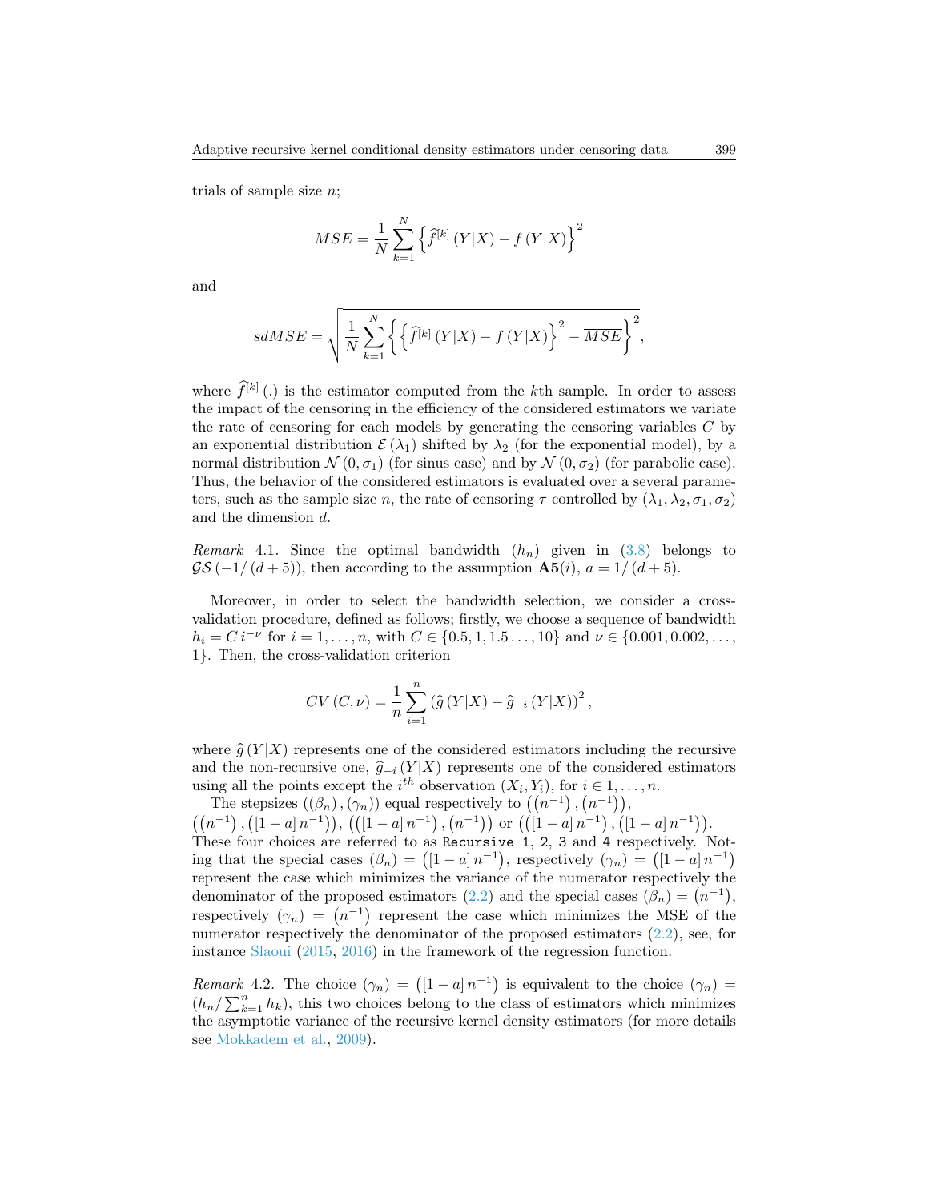trials of sample size $n$;

$$\overline{MSE} = \frac{1}{N}\sum_{k=1}^{N}\left\{\widehat{f}^{[k]}\left(Y|X\right) - f\left(Y|X\right)\right\}^2$$

and

$$sdMSE = \sqrt{\frac{1}{N}\sum_{k=1}^{N}\left\{\left\{\widehat{f}^{[k]}\left(Y|X\right) - f\left(Y|X\right)\right\}^2 - \overline{MSE}\right\}^2},$$

where $\widehat{f}^{[k]}(.)$ is the estimator computed from the $k$th sample. In order to assess the impact of the censoring in the efficiency of the considered estimators we variate the rate of censoring for each models by generating the censoring variables $C$ by an exponential distribution $\mathcal{E}(\lambda_1)$ shifted by $\lambda_2$ (for the exponential model), by a normal distribution $\mathcal{N}(0, \sigma_1)$ (for sinus case) and by $\mathcal{N}(0, \sigma_2)$ (for parabolic case). Thus, the behavior of the considered estimators is evaluated over a several parameters, such as the sample size $n$, the rate of censoring $\tau$ controlled by $(\lambda_1, \lambda_2, \sigma_1, \sigma_2)$ and the dimension $d$.

*Remark* 4.1. Since the optimal bandwidth $(h_n)$ given in (3.8) belongs to $\mathcal{GS}(-1/(d+5))$, then according to the assumption **A5**$(i)$, $a = 1/(d+5)$.

Moreover, in order to select the bandwidth selection, we consider a cross-validation procedure, defined as follows; firstly, we choose a sequence of bandwidth $h_i = C\, i^{-\nu}$ for $i = 1, \ldots, n$, with $C \in \{0.5, 1, 1.5\ldots, 10\}$ and $\nu \in \{0.001, 0.002, \ldots, 1\}$. Then, the cross-validation criterion

$$CV(C, \nu) = \frac{1}{n}\sum_{i=1}^{n}\left(\widehat{g}\left(Y|X\right) - \widehat{g}_{-i}\left(Y|X\right)\right)^2,$$

where $\widehat{g}(Y|X)$ represents one of the considered estimators including the recursive and the non-recursive one, $\widehat{g}_{-i}(Y|X)$ represents one of the considered estimators using all the points except the $i^{th}$ observation $(X_i, Y_i)$, for $i\, 1, \ldots, n$.

The stepsizes $((\beta_n), (\gamma_n))$ equal respectively to $\left(\left(n^{-1}\right), \left(n^{-1}\right)\right)$, $\left(\left(n^{-1}\right), \left([1-a]\, n^{-1}\right)\right)$, $\left(\left([1-a]\, n^{-1}\right), \left(n^{-1}\right)\right)$ or $\left(\left([1-a]\, n^{-1}\right), \left([1-a]\, n^{-1}\right)\right)$. These four choices are referred to as `Recursive 1`, `2`, `3` and `4` respectively. Noting that the special cases $(\beta_n) = \left([1-a]\, n^{-1}\right)$, respectively $(\gamma_n) = \left([1-a]\, n^{-1}\right)$ represent the case which minimizes the variance of the numerator respectively the denominator of the proposed estimators (2.2) and the special cases $(\beta_n) = \left(n^{-1}\right)$, respectively $(\gamma_n) = \left(n^{-1}\right)$ represent the case which minimizes the MSE of the numerator respectively the denominator of the proposed estimators (2.2), see, for instance Slaoui (2015, 2016) in the framework of the regression function.

*Remark* 4.2. The choice $(\gamma_n) = \left([1-a]\, n^{-1}\right)$ is equivalent to the choice $(\gamma_n) = \left(h_n / \sum_{k=1}^{n} h_k\right)$, this two choices belong to the class of estimators which minimizes the asymptotic variance of the recursive kernel density estimators (for more details see Mokkadem et al., 2009).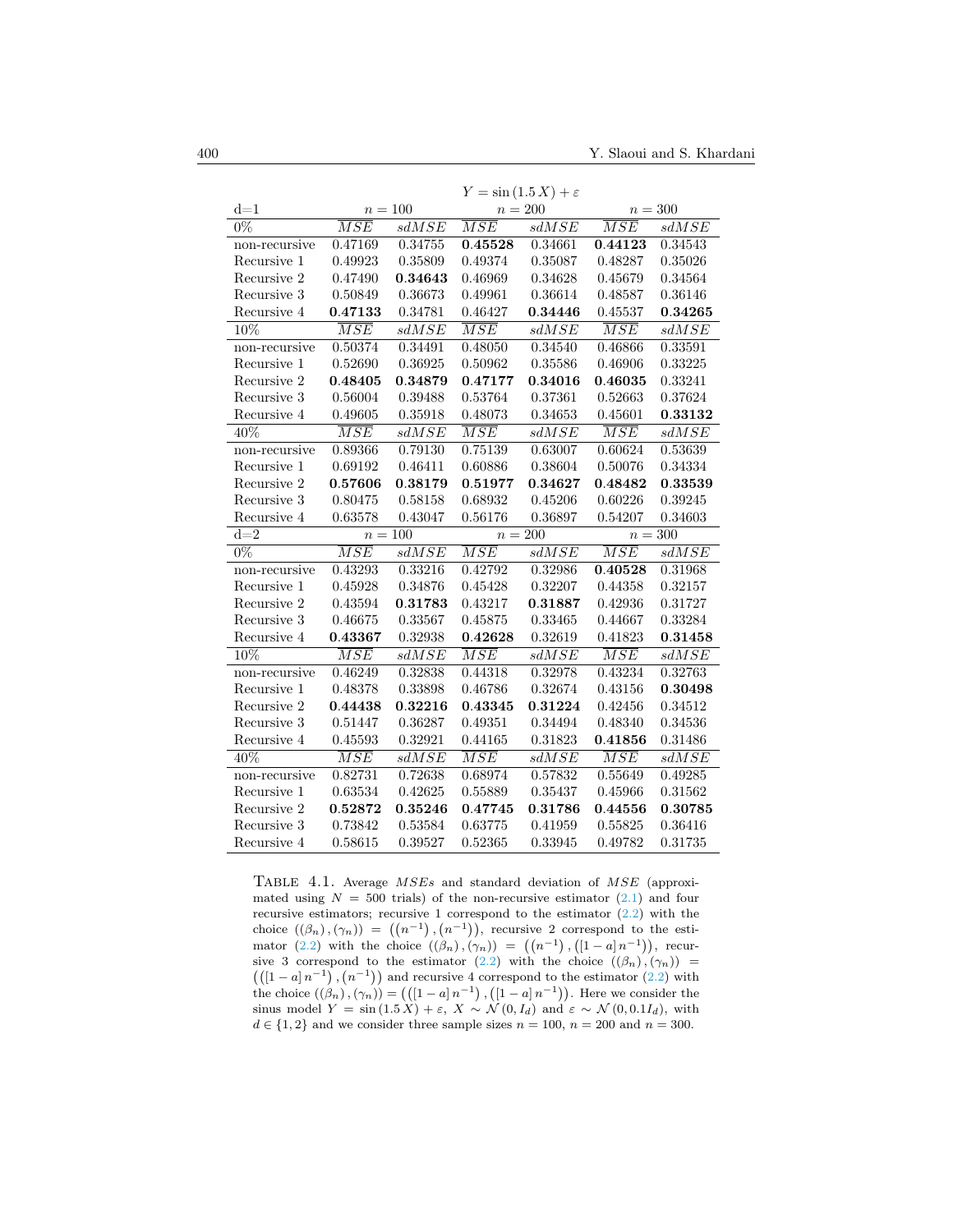| $Y = \sin(1.5\,X) + \varepsilon$ | | | | | | |
|---|---|---|---|---|---|---|
| d=1 | $n = 100$ | | $n = 200$ | | $n = 300$ | |
| 0% | $\overline{MSE}$ | $sdMSE$ | $\overline{MSE}$ | $sdMSE$ | $\overline{MSE}$ | $sdMSE$ |
| non-recursive | 0.47169 | 0.34755 | **0.45528** | 0.34661 | **0.44123** | 0.34543 |
| Recursive 1 | 0.49923 | 0.35809 | 0.49374 | 0.35087 | 0.48287 | 0.35026 |
| Recursive 2 | 0.47490 | **0.34643** | 0.46969 | 0.34628 | 0.45679 | 0.34564 |
| Recursive 3 | 0.50849 | 0.36673 | 0.49961 | 0.36614 | 0.48587 | 0.36146 |
| Recursive 4 | **0.47133** | 0.34781 | 0.46427 | **0.34446** | 0.45537 | **0.34265** |
| 10% | $\overline{MSE}$ | $sdMSE$ | $\overline{MSE}$ | $sdMSE$ | $\overline{MSE}$ | $sdMSE$ |
| non-recursive | 0.50374 | 0.34491 | 0.48050 | 0.34540 | 0.46866 | 0.33591 |
| Recursive 1 | 0.52690 | 0.36925 | 0.50962 | 0.35586 | 0.46906 | 0.33225 |
| Recursive 2 | **0.48405** | **0.34879** | **0.47177** | **0.34016** | **0.46035** | 0.33241 |
| Recursive 3 | 0.56004 | 0.39488 | 0.53764 | 0.37361 | 0.52663 | 0.37624 |
| Recursive 4 | 0.49605 | 0.35918 | 0.48073 | 0.34653 | 0.45601 | **0.33132** |
| 40% | $\overline{MSE}$ | $sdMSE$ | $\overline{MSE}$ | $sdMSE$ | $\overline{MSE}$ | $sdMSE$ |
| non-recursive | 0.89366 | 0.79130 | 0.75139 | 0.63007 | 0.60624 | 0.53639 |
| Recursive 1 | 0.69192 | 0.46411 | 0.60886 | 0.38604 | 0.50076 | 0.34334 |
| Recursive 2 | **0.57606** | **0.38179** | **0.51977** | **0.34627** | **0.48482** | **0.33539** |
| Recursive 3 | 0.80475 | 0.58158 | 0.68932 | 0.45206 | 0.60226 | 0.39245 |
| Recursive 4 | 0.63578 | 0.43047 | 0.56176 | 0.36897 | 0.54207 | 0.34603 |
| d=2 | $n = 100$ | | $n = 200$ | | $n = 300$ | |
| 0% | $\overline{MSE}$ | $sdMSE$ | $\overline{MSE}$ | $sdMSE$ | $\overline{MSE}$ | $sdMSE$ |
| non-recursive | 0.43293 | 0.33216 | 0.42792 | 0.32986 | **0.40528** | 0.31968 |
| Recursive 1 | 0.45928 | 0.34876 | 0.45428 | 0.32207 | 0.44358 | 0.32157 |
| Recursive 2 | 0.43594 | **0.31783** | 0.43217 | **0.31887** | 0.42936 | 0.31727 |
| Recursive 3 | 0.46675 | 0.33567 | 0.45875 | 0.33465 | 0.44667 | 0.33284 |
| Recursive 4 | **0.43367** | 0.32938 | **0.42628** | 0.32619 | 0.41823 | **0.31458** |
| 10% | $\overline{MSE}$ | $sdMSE$ | $\overline{MSE}$ | $sdMSE$ | $\overline{MSE}$ | $sdMSE$ |
| non-recursive | 0.46249 | 0.32838 | 0.44318 | 0.32978 | 0.43234 | 0.32763 |
| Recursive 1 | 0.48378 | 0.33898 | 0.46786 | 0.32674 | 0.43156 | **0.30498** |
| Recursive 2 | **0.44438** | **0.32216** | **0.43345** | **0.31224** | 0.42456 | 0.34512 |
| Recursive 3 | 0.51447 | 0.36287 | 0.49351 | 0.34494 | 0.48340 | 0.34536 |
| Recursive 4 | 0.45593 | 0.32921 | 0.44165 | 0.31823 | **0.41856** | 0.31486 |
| 40% | $\overline{MSE}$ | $sdMSE$ | $\overline{MSE}$ | $sdMSE$ | $\overline{MSE}$ | $sdMSE$ |
| non-recursive | 0.82731 | 0.72638 | 0.68974 | 0.57832 | 0.55649 | 0.49285 |
| Recursive 1 | 0.63534 | 0.42625 | 0.55889 | 0.35437 | 0.45966 | 0.31562 |
| Recursive 2 | **0.52872** | **0.35246** | **0.47745** | **0.31786** | **0.44556** | **0.30785** |
| Recursive 3 | 0.73842 | 0.53584 | 0.63775 | 0.41959 | 0.55825 | 0.36416 |
| Recursive 4 | 0.58615 | 0.39527 | 0.52365 | 0.33945 | 0.49782 | 0.31735 |

TABLE 4.1. Average $MSEs$ and standard deviation of $MSE$ (approximated using $N = 500$ trials) of the non-recursive estimator (2.1) and four recursive estimators; recursive 1 correspond to the estimator (2.2) with the choice $((\beta_n), (\gamma_n)) = ((n^{-1}), (n^{-1}))$, recursive 2 correspond to the estimator (2.2) with the choice $((\beta_n), (\gamma_n)) = ((n^{-1}), ([1-a]\,n^{-1}))$, recursive 3 correspond to the estimator (2.2) with the choice $((\beta_n), (\gamma_n)) = (([1-a]\,n^{-1}), (n^{-1}))$ and recursive 4 correspond to the estimator (2.2) with the choice $((\beta_n), (\gamma_n)) = (([1-a]\,n^{-1}), ([1-a]\,n^{-1}))$. Here we consider the sinus model $Y = \sin(1.5\,X) + \varepsilon$, $X \sim \mathcal{N}(0, I_d)$ and $\varepsilon \sim \mathcal{N}(0, 0.1 I_d)$, with $d \in \{1, 2\}$ and we consider three sample sizes $n = 100$, $n = 200$ and $n = 300$.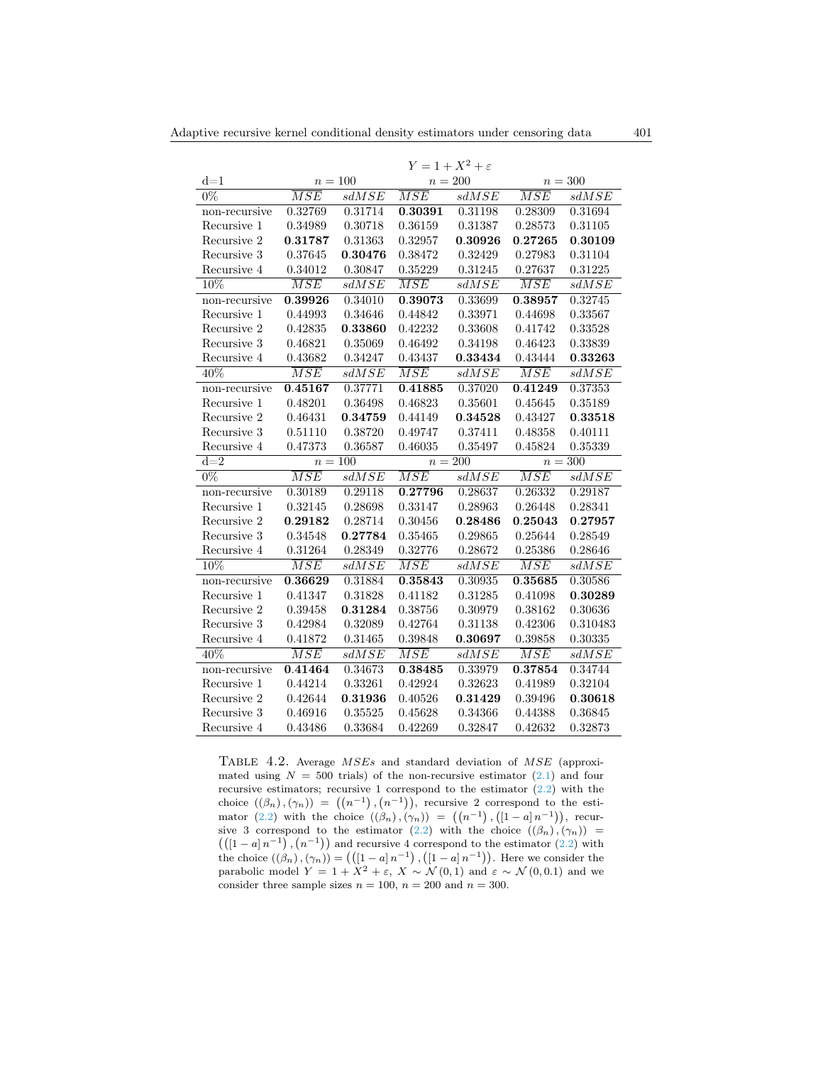| $Y = 1 + X^2 + \varepsilon$ | | | | | | |
|---|---|---|---|---|---|---|
| d=1 | $n = 100$ | | $n = 200$ | | $n = 300$ | |
| 0% | $\overline{MSE}$ | $sdMSE$ | $\overline{MSE}$ | $sdMSE$ | $\overline{MSE}$ | $sdMSE$ |
| non-recursive | 0.32769 | 0.31714 | **0.30391** | 0.31198 | 0.28309 | 0.31694 |
| Recursive 1 | 0.34989 | 0.30718 | 0.36159 | 0.31387 | 0.28573 | 0.31105 |
| Recursive 2 | **0.31787** | 0.31363 | 0.32957 | **0.30926** | **0.27265** | **0.30109** |
| Recursive 3 | 0.37645 | **0.30476** | 0.38472 | 0.32429 | 0.27983 | 0.31104 |
| Recursive 4 | 0.34012 | 0.30847 | 0.35229 | 0.31245 | 0.27637 | 0.31225 |
| 10% | $\overline{MSE}$ | $sdMSE$ | $\overline{MSE}$ | $sdMSE$ | $\overline{MSE}$ | $sdMSE$ |
| non-recursive | **0.39926** | 0.34010 | **0.39073** | 0.33699 | **0.38957** | 0.32745 |
| Recursive 1 | 0.44993 | 0.34646 | 0.44842 | 0.33971 | 0.44698 | 0.33567 |
| Recursive 2 | 0.42835 | **0.33860** | 0.42232 | 0.33608 | 0.41742 | 0.33528 |
| Recursive 3 | 0.46821 | 0.35069 | 0.46492 | 0.34198 | 0.46423 | 0.33839 |
| Recursive 4 | 0.43682 | 0.34247 | 0.43437 | **0.33434** | 0.43444 | **0.33263** |
| 40% | $\overline{MSE}$ | $sdMSE$ | $\overline{MSE}$ | $sdMSE$ | $\overline{MSE}$ | $sdMSE$ |
| non-recursive | **0.45167** | 0.37771 | **0.41885** | 0.37020 | **0.41249** | 0.37353 |
| Recursive 1 | 0.48201 | 0.36498 | 0.46823 | 0.35601 | 0.45645 | 0.35189 |
| Recursive 2 | 0.46431 | **0.34759** | 0.44149 | **0.34528** | 0.43427 | **0.33518** |
| Recursive 3 | 0.51110 | 0.38720 | 0.49747 | 0.37411 | 0.48358 | 0.40111 |
| Recursive 4 | 0.47373 | 0.36587 | 0.46035 | 0.35497 | 0.45824 | 0.35339 |
| d=2 | $n = 100$ | | $n = 200$ | | $n = 300$ | |
| 0% | $\overline{MSE}$ | $sdMSE$ | $\overline{MSE}$ | $sdMSE$ | $\overline{MSE}$ | $sdMSE$ |
| non-recursive | 0.30189 | 0.29118 | **0.27796** | 0.28637 | 0.26332 | 0.29187 |
| Recursive 1 | 0.32145 | 0.28698 | 0.33147 | 0.28963 | 0.26448 | 0.28341 |
| Recursive 2 | **0.29182** | 0.28714 | 0.30456 | **0.28486** | **0.25043** | **0.27957** |
| Recursive 3 | 0.34548 | **0.27784** | 0.35465 | 0.29865 | 0.25644 | 0.28549 |
| Recursive 4 | 0.31264 | 0.28349 | 0.32776 | 0.28672 | 0.25386 | 0.28646 |
| 10% | $\overline{MSE}$ | $sdMSE$ | $\overline{MSE}$ | $sdMSE$ | $\overline{MSE}$ | $sdMSE$ |
| non-recursive | **0.36629** | 0.31884 | **0.35843** | 0.30935 | **0.35685** | 0.30586 |
| Recursive 1 | 0.41347 | 0.31828 | 0.41182 | 0.31285 | 0.41098 | **0.30289** |
| Recursive 2 | 0.39458 | **0.31284** | 0.38756 | 0.30979 | 0.38162 | 0.30636 |
| Recursive 3 | 0.42984 | 0.32089 | 0.42764 | 0.31138 | 0.42306 | 0.310483 |
| Recursive 4 | 0.41872 | 0.31465 | 0.39848 | **0.30697** | 0.39858 | 0.30335 |
| 40% | $\overline{MSE}$ | $sdMSE$ | $\overline{MSE}$ | $sdMSE$ | $\overline{MSE}$ | $sdMSE$ |
| non-recursive | **0.41464** | 0.34673 | **0.38485** | 0.33979 | **0.37854** | 0.34744 |
| Recursive 1 | 0.44214 | 0.33261 | 0.42924 | 0.32623 | 0.41989 | 0.32104 |
| Recursive 2 | 0.42644 | **0.31936** | 0.40526 | **0.31429** | 0.39496 | **0.30618** |
| Recursive 3 | 0.46916 | 0.35525 | 0.45628 | 0.34366 | 0.44388 | 0.36845 |
| Recursive 4 | 0.43486 | 0.33684 | 0.42269 | 0.32847 | 0.42632 | 0.32873 |

TABLE 4.2. Average $MSEs$ and standard deviation of $MSE$ (approximated using $N = 500$ trials) of the non-recursive estimator (2.1) and four recursive estimators; recursive 1 correspond to the estimator (2.2) with the choice $((\beta_n), (\gamma_n)) = ((n^{-1}), (n^{-1}))$, recursive 2 correspond to the estimator (2.2) with the choice $((\beta_n), (\gamma_n)) = ((n^{-1}), ([1-a]n^{-1}))$, recursive 3 correspond to the estimator (2.2) with the choice $((\beta_n), (\gamma_n)) = (([1-a]n^{-1}), (n^{-1}))$ and recursive 4 correspond to the estimator (2.2) with the choice $((\beta_n), (\gamma_n)) = (([1-a]n^{-1}), ([1-a]n^{-1}))$. Here we consider the parabolic model $Y = 1 + X^2 + \varepsilon$, $X \sim \mathcal{N}(0,1)$ and $\varepsilon \sim \mathcal{N}(0, 0.1)$ and we consider three sample sizes $n = 100$, $n = 200$ and $n = 300$.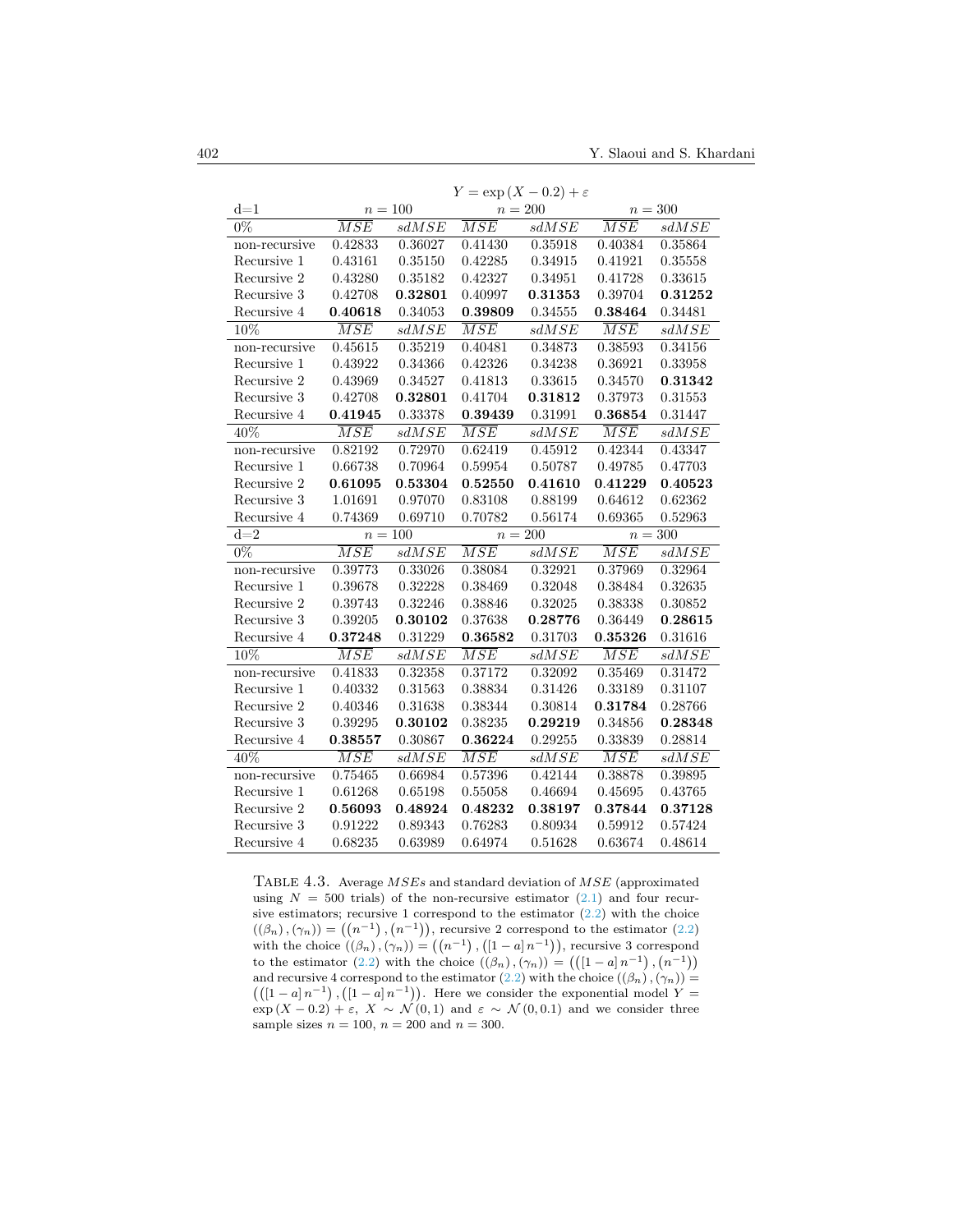| $Y = \exp(X - 0.2) + \varepsilon$ | | | | | | |
|---|---|---|---|---|---|---|
| d=1 | $n = 100$ | | $n = 200$ | | $n = 300$ | |
| 0% | $\overline{MSE}$ | $sdMSE$ | $\overline{MSE}$ | $sdMSE$ | $\overline{MSE}$ | $sdMSE$ |
| non-recursive | 0.42833 | 0.36027 | 0.41430 | 0.35918 | 0.40384 | 0.35864 |
| Recursive 1 | 0.43161 | 0.35150 | 0.42285 | 0.34915 | 0.41921 | 0.35558 |
| Recursive 2 | 0.43280 | 0.35182 | 0.42327 | 0.34951 | 0.41728 | 0.33615 |
| Recursive 3 | 0.42708 | **0.32801** | 0.40997 | **0.31353** | 0.39704 | **0.31252** |
| Recursive 4 | **0.40618** | 0.34053 | **0.39809** | 0.34555 | **0.38464** | 0.34481 |
| 10% | $\overline{MSE}$ | $sdMSE$ | $\overline{MSE}$ | $sdMSE$ | $\overline{MSE}$ | $sdMSE$ |
| non-recursive | 0.45615 | 0.35219 | 0.40481 | 0.34873 | 0.38593 | 0.34156 |
| Recursive 1 | 0.43922 | 0.34366 | 0.42326 | 0.34238 | 0.36921 | 0.33958 |
| Recursive 2 | 0.43969 | 0.34527 | 0.41813 | 0.33615 | 0.34570 | **0.31342** |
| Recursive 3 | 0.42708 | **0.32801** | 0.41704 | **0.31812** | 0.37973 | 0.31553 |
| Recursive 4 | **0.41945** | 0.33378 | **0.39439** | 0.31991 | **0.36854** | 0.31447 |
| 40% | $\overline{MSE}$ | $sdMSE$ | $\overline{MSE}$ | $sdMSE$ | $\overline{MSE}$ | $sdMSE$ |
| non-recursive | 0.82192 | 0.72970 | 0.62419 | 0.45912 | 0.42344 | 0.43347 |
| Recursive 1 | 0.66738 | 0.70964 | 0.59954 | 0.50787 | 0.49785 | 0.47703 |
| Recursive 2 | **0.61095** | **0.53304** | **0.52550** | **0.41610** | **0.41229** | **0.40523** |
| Recursive 3 | 1.01691 | 0.97070 | 0.83108 | 0.88199 | 0.64612 | 0.62362 |
| Recursive 4 | 0.74369 | 0.69710 | 0.70782 | 0.56174 | 0.69365 | 0.52963 |
| d=2 | $n = 100$ | | $n = 200$ | | $n = 300$ | |
| 0% | $\overline{MSE}$ | $sdMSE$ | $\overline{MSE}$ | $sdMSE$ | $\overline{MSE}$ | $sdMSE$ |
| non-recursive | 0.39773 | 0.33026 | 0.38084 | 0.32921 | 0.37969 | 0.32964 |
| Recursive 1 | 0.39678 | 0.32228 | 0.38469 | 0.32048 | 0.38484 | 0.32635 |
| Recursive 2 | 0.39743 | 0.32246 | 0.38846 | 0.32025 | 0.38338 | 0.30852 |
| Recursive 3 | 0.39205 | **0.30102** | 0.37638 | **0.28776** | 0.36449 | **0.28615** |
| Recursive 4 | **0.37248** | 0.31229 | **0.36582** | 0.31703 | **0.35326** | 0.31616 |
| 10% | $\overline{MSE}$ | $sdMSE$ | $\overline{MSE}$ | $sdMSE$ | $\overline{MSE}$ | $sdMSE$ |
| non-recursive | 0.41833 | 0.32358 | 0.37172 | 0.32092 | 0.35469 | 0.31472 |
| Recursive 1 | 0.40332 | 0.31563 | 0.38834 | 0.31426 | 0.33189 | 0.31107 |
| Recursive 2 | 0.40346 | 0.31638 | 0.38344 | 0.30814 | **0.31784** | 0.28766 |
| Recursive 3 | 0.39295 | **0.30102** | 0.38235 | **0.29219** | 0.34856 | **0.28348** |
| Recursive 4 | **0.38557** | 0.30867 | **0.36224** | 0.29255 | 0.33839 | 0.28814 |
| 40% | $\overline{MSE}$ | $sdMSE$ | $\overline{MSE}$ | $sdMSE$ | $\overline{MSE}$ | $sdMSE$ |
| non-recursive | 0.75465 | 0.66984 | 0.57396 | 0.42144 | 0.38878 | 0.39895 |
| Recursive 1 | 0.61268 | 0.65198 | 0.55058 | 0.46694 | 0.45695 | 0.43765 |
| Recursive 2 | **0.56093** | **0.48924** | **0.48232** | **0.38197** | **0.37844** | **0.37128** |
| Recursive 3 | 0.91222 | 0.89343 | 0.76283 | 0.80934 | 0.59912 | 0.57424 |
| Recursive 4 | 0.68235 | 0.63989 | 0.64974 | 0.51628 | 0.63674 | 0.48614 |

TABLE 4.3. Average $MSEs$ and standard deviation of $MSE$ (approximated using $N = 500$ trials) of the non-recursive estimator (2.1) and four recursive estimators; recursive 1 correspond to the estimator (2.2) with the choice $((\beta_n), (\gamma_n)) = ((n^{-1}), (n^{-1}))$, recursive 2 correspond to the estimator (2.2) with the choice $((\beta_n), (\gamma_n)) = ((n^{-1}), ([1-a]\, n^{-1}))$, recursive 3 correspond to the estimator (2.2) with the choice $((\beta_n), (\gamma_n)) = (([1-a]\, n^{-1}), (n^{-1}))$ and recursive 4 correspond to the estimator (2.2) with the choice $((\beta_n), (\gamma_n)) = (([1-a]\, n^{-1}), ([1-a]\, n^{-1}))$. Here we consider the exponential model $Y = \exp(X - 0.2) + \varepsilon$, $X \sim \mathcal{N}(0, 1)$ and $\varepsilon \sim \mathcal{N}(0, 0.1)$ and we consider three sample sizes $n = 100$, $n = 200$ and $n = 300$.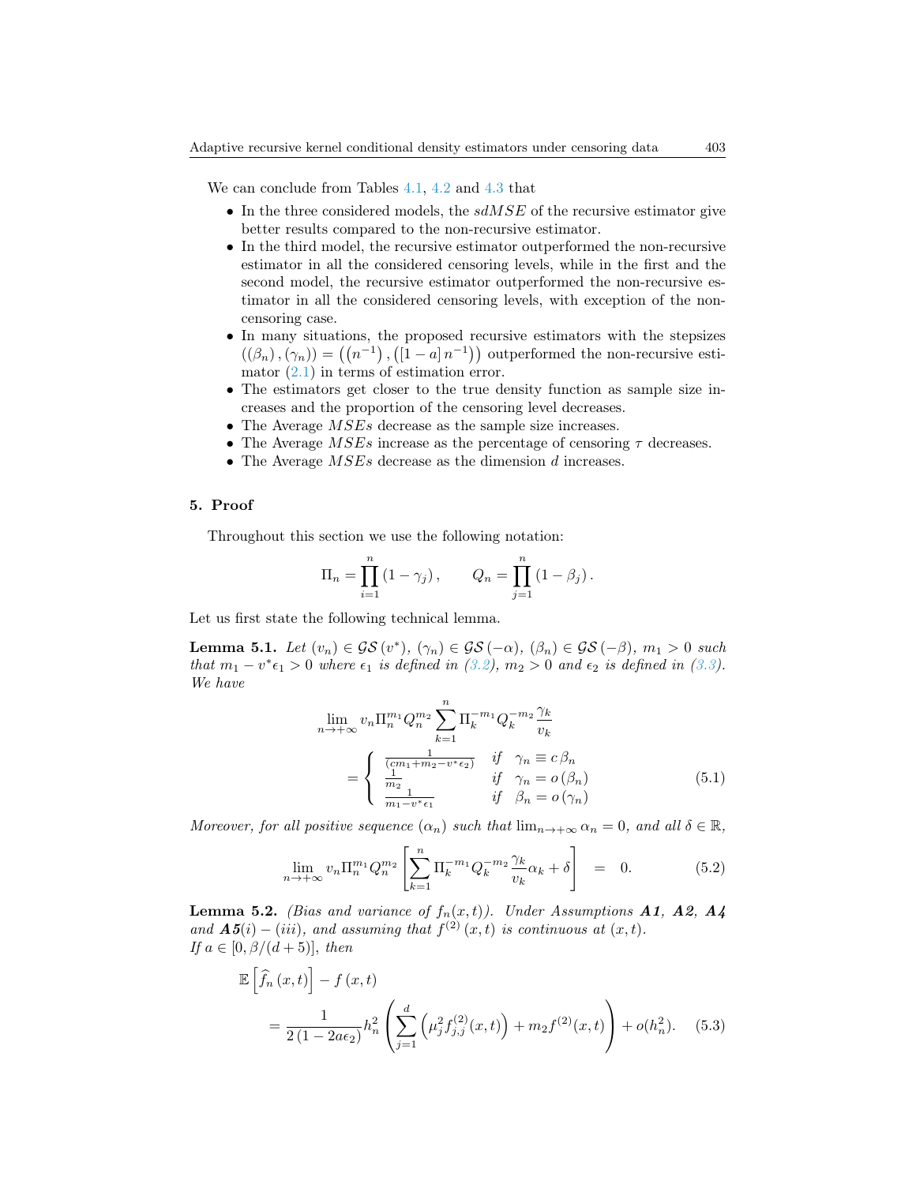We can conclude from Tables 4.1, 4.2 and 4.3 that

- In the three considered models, the *sdMSE* of the recursive estimator give better results compared to the non-recursive estimator.
- In the third model, the recursive estimator outperformed the non-recursive estimator in all the considered censoring levels, while in the first and the second model, the recursive estimator outperformed the non-recursive estimator in all the considered censoring levels, with exception of the non-censoring case.
- In many situations, the proposed recursive estimators with the stepsizes $((\beta_n),(\gamma_n)) = \left(\left(n^{-1}\right),\left([1-a]\,n^{-1}\right)\right)$ outperformed the non-recursive estimator (2.1) in terms of estimation error.
- The estimators get closer to the true density function as sample size increases and the proportion of the censoring level decreases.
- The Average *MSEs* decrease as the sample size increases.
- The Average *MSEs* increase as the percentage of censoring $\tau$ decreases.
- The Average *MSEs* decrease as the dimension $d$ increases.

## 5. Proof

Throughout this section we use the following notation:

$$\Pi_n = \prod_{i=1}^{n}\left(1-\gamma_j\right), \qquad Q_n = \prod_{j=1}^{n}\left(1-\beta_j\right).$$

Let us first state the following technical lemma.

**Lemma 5.1.** *Let $(v_n) \in \mathcal{GS}(v^*)$, $(\gamma_n) \in \mathcal{GS}(-\alpha)$, $(\beta_n) \in \mathcal{GS}(-\beta)$, $m_1 > 0$ such that $m_1 - v^*\epsilon_1 > 0$ where $\epsilon_1$ is defined in (3.2), $m_2 > 0$ and $\epsilon_2$ is defined in (3.3). We have*

$$\lim_{n\to+\infty} v_n \Pi_n^{m_1} Q_n^{m_2} \sum_{k=1}^{n} \Pi_k^{-m_1} Q_k^{-m_2} \frac{\gamma_k}{v_k} = \left\{ \begin{array}{ll} \frac{1}{(cm_1+m_2-v^*\epsilon_2)} & \text{if} \quad \gamma_n \equiv c\,\beta_n \\ \frac{1}{m_2} & \text{if} \quad \gamma_n = o\left(\beta_n\right) \\ \frac{1}{m_1 - v^*\epsilon_1} & \text{if} \quad \beta_n = o\left(\gamma_n\right) \end{array} \right. \tag{5.1}$$

*Moreover, for all positive sequence $(\alpha_n)$ such that $\lim_{n\to+\infty}\alpha_n = 0$, and all $\delta \in \mathbb{R}$,*

$$\lim_{n\to+\infty} v_n \Pi_n^{m_1} Q_n^{m_2} \left[\sum_{k=1}^{n} \Pi_k^{-m_1} Q_k^{-m_2} \frac{\gamma_k}{v_k}\alpha_k + \delta\right] \;=\; 0. \tag{5.2}$$

**Lemma 5.2.** *(Bias and variance of $f_n(x,t)$). Under Assumptions **A1**, **A2**, **A4** and **A5**$(i)-(iii)$, and assuming that $f^{(2)}(x,t)$ is continuous at $(x,t)$.*
*If $a \in [0, \beta/(d+5)]$, then*

$$\mathbb{E}\left[\widehat{f}_n\left(x,t\right)\right] - f\left(x,t\right) = \frac{1}{2\left(1-2a\epsilon_2\right)} h_n^2 \left(\sum_{j=1}^{d}\left(\mu_j^2 f_{j,j}^{(2)}(x,t)\right) + m_2 f^{(2)}(x,t)\right) + o(h_n^2). \tag{5.3}$$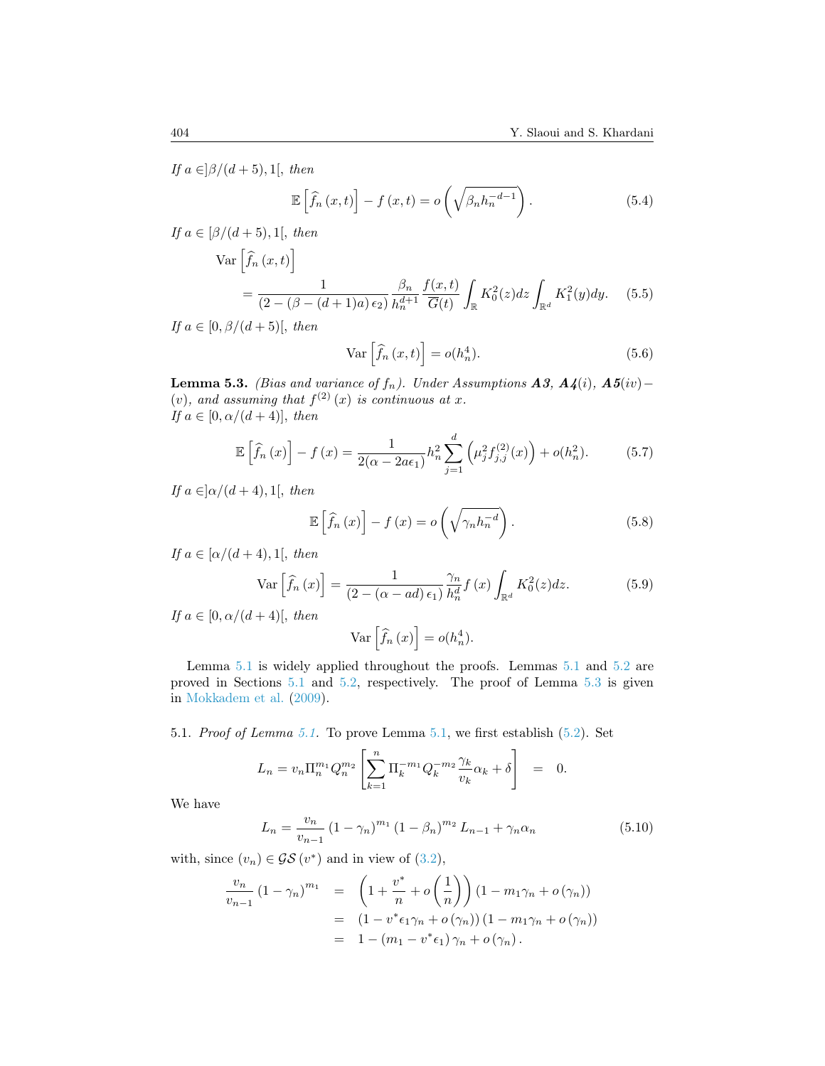*If* $a \in ]\beta/(d+5), 1[$, *then*

$$\mathbb{E}\left[\widehat{f}_n(x,t)\right] - f(x,t) = o\left(\sqrt{\beta_n h_n^{-d-1}}\right). \tag{5.4}$$

*If* $a \in [\beta/(d+5), 1[$, *then*

$$\operatorname{Var}\left[\widehat{f}_n(x,t)\right] = \frac{1}{(2-(\beta-(d+1)a)\epsilon_2)} \frac{\beta_n}{h_n^{d+1}} \frac{f(x,t)}{\overline{G}(t)} \int_{\mathbb{R}} K_0^2(z)dz \int_{\mathbb{R}^d} K_1^2(y)dy. \tag{5.5}$$

*If* $a \in [0, \beta/(d+5)[$, *then*

$$\operatorname{Var}\left[\widehat{f}_n(x,t)\right] = o(h_n^4). \tag{5.6}$$

**Lemma 5.3.** *(Bias and variance of $f_n$). Under Assumptions **A3**, **A4**(i), **A5**(iv)−(v), and assuming that $f^{(2)}(x)$ is continuous at $x$.*
*If* $a \in [0, \alpha/(d+4)]$, *then*

$$\mathbb{E}\left[\widehat{f}_n(x)\right] - f(x) = \frac{1}{2(\alpha - 2a\epsilon_1)} h_n^2 \sum_{j=1}^{d} \left(\mu_j^2 f_{j,j}^{(2)}(x)\right) + o(h_n^2). \tag{5.7}$$

*If* $a \in ]\alpha/(d+4), 1[$, *then*

$$\mathbb{E}\left[\widehat{f}_n(x)\right] - f(x) = o\left(\sqrt{\gamma_n h_n^{-d}}\right). \tag{5.8}$$

*If* $a \in [\alpha/(d+4), 1[$, *then*

$$\operatorname{Var}\left[\widehat{f}_n(x)\right] = \frac{1}{(2-(\alpha - ad)\epsilon_1)} \frac{\gamma_n}{h_n^d} f(x) \int_{\mathbb{R}^d} K_0^2(z)dz. \tag{5.9}$$

*If* $a \in [0, \alpha/(d+4)[$, *then*

$$\operatorname{Var}\left[\widehat{f}_n(x)\right] = o(h_n^4).$$

Lemma 5.1 is widely applied throughout the proofs. Lemmas 5.1 and 5.2 are proved in Sections 5.1 and 5.2, respectively. The proof of Lemma 5.3 is given in Mokkadem et al. (2009).

5.1. *Proof of Lemma 5.1.* To prove Lemma 5.1, we first establish (5.2). Set

$$L_n = v_n \Pi_n^{m_1} Q_n^{m_2} \left[\sum_{k=1}^{n} \Pi_k^{-m_1} Q_k^{-m_2} \frac{\gamma_k}{v_k} \alpha_k + \delta\right] = 0.$$

We have

$$L_n = \frac{v_n}{v_{n-1}} (1-\gamma_n)^{m_1} (1-\beta_n)^{m_2} L_{n-1} + \gamma_n \alpha_n \tag{5.10}$$

with, since $(v_n) \in \mathcal{GS}(v^*)$ and in view of (3.2),

$$\begin{aligned}
\frac{v_n}{v_{n-1}} (1-\gamma_n)^{m_1} &= \left(1 + \frac{v^*}{n} + o\left(\frac{1}{n}\right)\right)(1 - m_1\gamma_n + o(\gamma_n)) \\
&= (1 - v^*\epsilon_1\gamma_n + o(\gamma_n))(1 - m_1\gamma_n + o(\gamma_n)) \\
&= 1 - (m_1 - v^*\epsilon_1)\gamma_n + o(\gamma_n).
\end{aligned}$$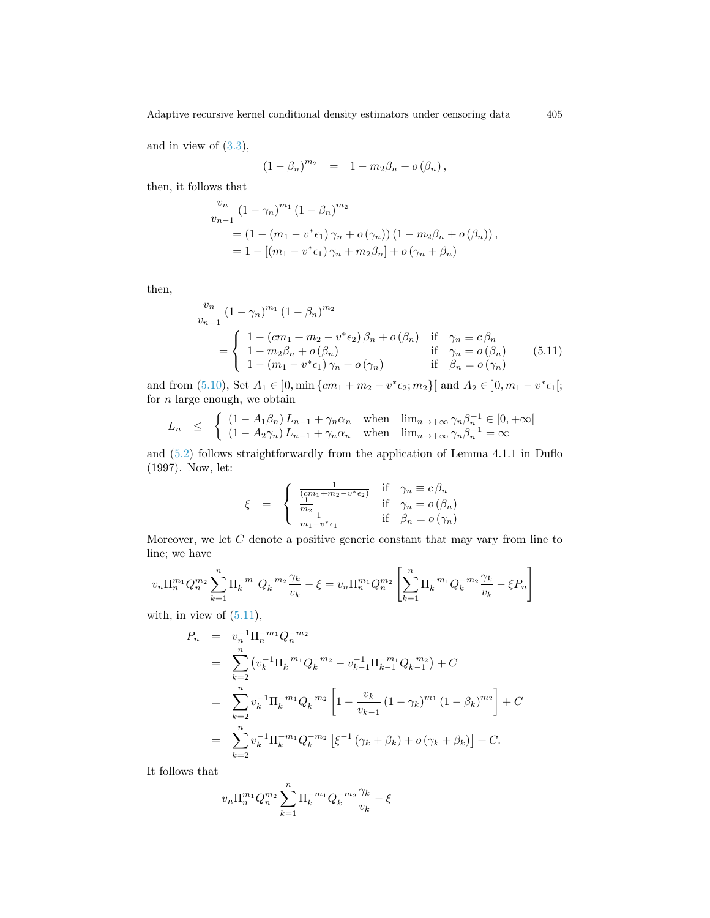and in view of (3.3),

$$(1-\beta_n)^{m_2} \quad = \quad 1 - m_2\beta_n + o(\beta_n),$$

then, it follows that

$$\begin{aligned}
&\frac{v_n}{v_{n-1}}(1-\gamma_n)^{m_1}(1-\beta_n)^{m_2} \\
&\quad = \left(1-(m_1 - v^*\epsilon_1)\gamma_n + o(\gamma_n)\right)\left(1 - m_2\beta_n + o(\beta_n)\right), \\
&\quad = 1 - \left[(m_1 - v^*\epsilon_1)\gamma_n + m_2\beta_n\right] + o(\gamma_n + \beta_n)
\end{aligned}$$

then,

$$\begin{aligned}
&\frac{v_n}{v_{n-1}}(1-\gamma_n)^{m_1}(1-\beta_n)^{m_2} \\
&\quad = \begin{cases} 1-(cm_1 + m_2 - v^*\epsilon_2)\beta_n + o(\beta_n) & \text{if} \quad \gamma_n \equiv c\,\beta_n \\ 1 - m_2\beta_n + o(\beta_n) & \text{if} \quad \gamma_n = o(\beta_n) \\ 1-(m_1 - v^*\epsilon_1)\gamma_n + o(\gamma_n) & \text{if} \quad \beta_n = o(\gamma_n) \end{cases}
\end{aligned} \tag{5.11}$$

and from (5.10), Set $A_1 \in ]0, \min\{cm_1 + m_2 - v^*\epsilon_2; m_2\}[$ and $A_2 \in ]0, m_1 - v^*\epsilon_1[$; for $n$ large enough, we obtain

$$L_n \quad \leq \quad \begin{cases} (1-A_1\beta_n)L_{n-1} + \gamma_n\alpha_n & \text{when} \quad \lim_{n\to+\infty}\gamma_n\beta_n^{-1} \in [0,+\infty[ \\ (1-A_2\gamma_n)L_{n-1} + \gamma_n\alpha_n & \text{when} \quad \lim_{n\to+\infty}\gamma_n\beta_n^{-1} = \infty \end{cases}$$

and (5.2) follows straightforwardly from the application of Lemma 4.1.1 in Duflo (1997). Now, let:

$$\xi \quad = \quad \begin{cases} \frac{1}{(cm_1 + m_2 - v^*\epsilon_2)} & \text{if} \quad \gamma_n \equiv c\,\beta_n \\ \frac{1}{m_2} & \text{if} \quad \gamma_n = o(\beta_n) \\ \frac{1}{m_1 - v^*\epsilon_1} & \text{if} \quad \beta_n = o(\gamma_n) \end{cases}$$

Moreover, we let $C$ denote a positive generic constant that may vary from line to line; we have

$$v_n \Pi_n^{m_1} Q_n^{m_2} \sum_{k=1}^{n} \Pi_k^{-m_1} Q_k^{-m_2} \frac{\gamma_k}{v_k} - \xi = v_n \Pi_n^{m_1} Q_n^{m_2}\left[\sum_{k=1}^{n} \Pi_k^{-m_1} Q_k^{-m_2}\frac{\gamma_k}{v_k} - \xi P_n\right]$$

with, in view of (5.11),

$$\begin{aligned}
P_n \quad &= \quad v_n^{-1}\Pi_n^{-m_1}Q_n^{-m_2} \\
&= \quad \sum_{k=2}^{n}\left(v_k^{-1}\Pi_k^{-m_1}Q_k^{-m_2} - v_{k-1}^{-1}\Pi_{k-1}^{-m_1}Q_{k-1}^{-m_2}\right) + C \\
&= \quad \sum_{k=2}^{n} v_k^{-1}\Pi_k^{-m_1}Q_k^{-m_2}\left[1 - \frac{v_k}{v_{k-1}}(1-\gamma_k)^{m_1}(1-\beta_k)^{m_2}\right] + C \\
&= \quad \sum_{k=2}^{n} v_k^{-1}\Pi_k^{-m_1}Q_k^{-m_2}\left[\xi^{-1}(\gamma_k + \beta_k) + o(\gamma_k + \beta_k)\right] + C.
\end{aligned}$$

It follows that

$$v_n \Pi_n^{m_1} Q_n^{m_2} \sum_{k=1}^{n} \Pi_k^{-m_1} Q_k^{-m_2}\frac{\gamma_k}{v_k} - \xi$$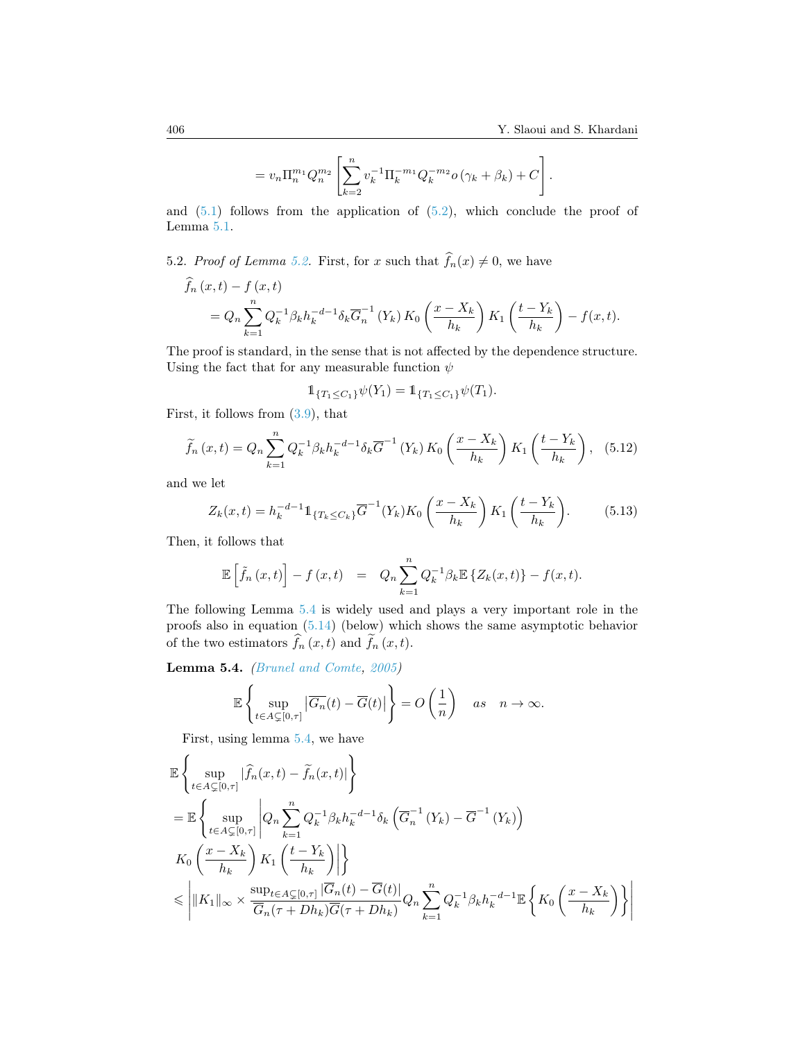$$= v_n \Pi_n^{m_1} Q_n^{m_2} \left[ \sum_{k=2}^{n} v_k^{-1} \Pi_k^{-m_1} Q_k^{-m_2} o\left(\gamma_k + \beta_k\right) + C \right].$$

and (5.1) follows from the application of (5.2), which conclude the proof of Lemma 5.1.

5.2. *Proof of Lemma 5.2.* First, for $x$ such that $\widehat{f}_n(x) \neq 0$, we have

$$\begin{aligned}
&\widehat{f}_n\left(x,t\right) - f\left(x,t\right) \\
&= Q_n \sum_{k=1}^{n} Q_k^{-1} \beta_k h_k^{-d-1} \delta_k \overline{G}_n^{-1}\left(Y_k\right) K_0\left(\frac{x - X_k}{h_k}\right) K_1\left(\frac{t - Y_k}{h_k}\right) - f(x,t).
\end{aligned}$$

The proof is standard, in the sense that is not affected by the dependence structure. Using the fact that for any measurable function $\psi$

$$\mathbb{1}_{\{T_1 \leq C_1\}} \psi(Y_1) = \mathbb{1}_{\{T_1 \leq C_1\}} \psi(T_1).$$

First, it follows from (3.9), that

$$\widetilde{f}_n\left(x,t\right) = Q_n \sum_{k=1}^{n} Q_k^{-1} \beta_k h_k^{-d-1} \delta_k \overline{G}^{-1}\left(Y_k\right) K_0\left(\frac{x - X_k}{h_k}\right) K_1\left(\frac{t - Y_k}{h_k}\right), \quad (5.12)$$

and we let

$$Z_k(x,t) = h_k^{-d-1} \mathbb{1}_{\{T_k \leq C_k\}} \overline{G}^{-1}(Y_k) K_0\left(\frac{x - X_k}{h_k}\right) K_1\left(\frac{t - Y_k}{h_k}\right). \quad (5.13)$$

Then, it follows that

$$\mathbb{E}\left[\tilde{f}_n\left(x,t\right)\right] - f\left(x,t\right) \quad = \quad Q_n \sum_{k=1}^{n} Q_k^{-1} \beta_k \mathbb{E}\left\{Z_k(x,t)\right\} - f(x,t).$$

The following Lemma 5.4 is widely used and plays a very important role in the proofs also in equation (5.14) (below) which shows the same asymptotic behavior of the two estimators $\widehat{f}_n\left(x,t\right)$ and $\widetilde{f}_n\left(x,t\right)$.

**Lemma 5.4.** *(Brunel and Comte, 2005)*

$$\mathbb{E}\left\{ \sup_{t \in A \subsetneq [0,\tau]} \left|\overline{G_n}(t) - \overline{G}(t)\right| \right\} = O\left(\frac{1}{n}\right) \quad as \quad n \to \infty.$$

First, using lemma 5.4, we have

$$\begin{aligned}
&\mathbb{E}\left\{ \sup_{t \in A \subsetneq [0,\tau]} |\widehat{f}_n(x,t) - \widetilde{f}_n(x,t)| \right\} \\
&= \mathbb{E}\left\{ \sup_{t \in A \subsetneq [0,\tau]} \left| Q_n \sum_{k=1}^{n} Q_k^{-1} \beta_k h_k^{-d-1} \delta_k \left( \overline{G}_n^{-1}\left(Y_k\right) - \overline{G}^{-1}\left(Y_k\right) \right) \right.\right. \\
&\left.\left. K_0\left(\frac{x - X_k}{h_k}\right) K_1\left(\frac{t - Y_k}{h_k}\right) \right| \right\} \\
&\leqslant \left| \|K_1\|_\infty \times \frac{\sup_{t \in A \subsetneq [0,\tau]} |\overline{G}_n(t) - \overline{G}(t)|}{\overline{G}_n(\tau + D h_k) \overline{G}(\tau + D h_k)} Q_n \sum_{k=1}^{n} Q_k^{-1} \beta_k h_k^{-d-1} \mathbb{E}\left\{ K_0\left(\frac{x - X_k}{h_k}\right) \right\} \right|
\end{aligned}$$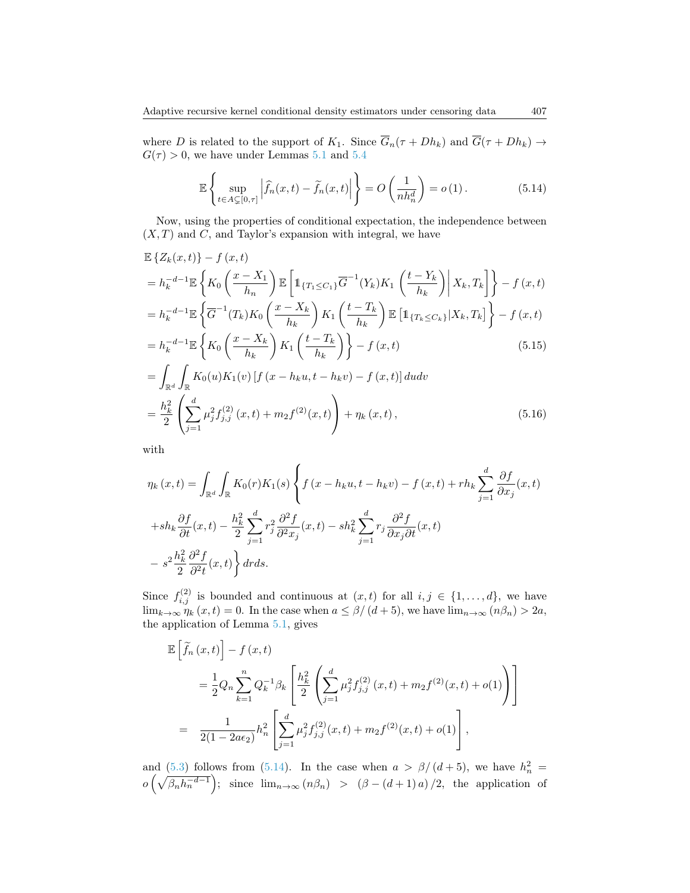where $D$ is related to the support of $K_1$. Since $\overline{G}_n(\tau + Dh_k)$ and $\overline{G}(\tau + Dh_k) \to G(\tau) > 0$, we have under Lemmas 5.1 and 5.4

$$\mathbb{E}\left\{\sup_{t\in A\subsetneq[0,\tau]}\left|\widehat{f}_n(x,t)-\widetilde{f}_n(x,t)\right|\right\} = O\left(\frac{1}{nh_n^d}\right) = o\left(1\right). \tag{5.14}$$

Now, using the properties of conditional expectation, the independence between $(X,T)$ and $C$, and Taylor's expansion with integral, we have

$$\begin{aligned}
&\mathbb{E}\left\{Z_k(x,t)\right\} - f\left(x,t\right) \\
&= h_k^{-d-1}\mathbb{E}\left\{K_0\left(\frac{x-X_1}{h_n}\right)\mathbb{E}\left[\mathbb{1}_{\{T_1\le C_1\}}\overline{G}^{-1}(Y_k)K_1\left(\frac{t-Y_k}{h_k}\right)\middle| X_k, T_k\right]\right\} - f\left(x,t\right) \\
&= h_k^{-d-1}\mathbb{E}\left\{\overline{G}^{-1}(T_k)K_0\left(\frac{x-X_k}{h_k}\right)K_1\left(\frac{t-T_k}{h_k}\right)\mathbb{E}\left[\mathbb{1}_{\{T_k\le C_k\}}|X_k,T_k\right]\right\} - f\left(x,t\right) \\
&= h_k^{-d-1}\mathbb{E}\left\{K_0\left(\frac{x-X_k}{h_k}\right)K_1\left(\frac{t-T_k}{h_k}\right)\right\} - f\left(x,t\right) \qquad (5.15)\\
&= \int_{\mathbb{R}^d}\int_{\mathbb{R}} K_0(u)K_1(v)\left[f\left(x-h_k u, t-h_k v\right) - f\left(x,t\right)\right]dudv \\
&= \frac{h_k^2}{2}\left(\sum_{j=1}^{d}\mu_j^2 f_{j,j}^{(2)}\left(x,t\right) + m_2 f^{(2)}(x,t)\right) + \eta_k\left(x,t\right), \qquad (5.16)
\end{aligned}$$

with

$$\begin{aligned}
\eta_k\left(x,t\right) &= \int_{\mathbb{R}^d}\int_{\mathbb{R}} K_0(r)K_1(s)\Bigg\{f\left(x-h_k u, t-h_k v\right) - f\left(x,t\right) + rh_k\sum_{j=1}^{d}\frac{\partial f}{\partial x_j}(x,t) \\
&+ sh_k\frac{\partial f}{\partial t}(x,t) - \frac{h_k^2}{2}\sum_{j=1}^{d} r_j^2\frac{\partial^2 f}{\partial^2 x_j}(x,t) - sh_k^2\sum_{j=1}^{d} r_j\frac{\partial^2 f}{\partial x_j\partial t}(x,t) \\
&- s^2\frac{h_k^2}{2}\frac{\partial^2 f}{\partial^2 t}(x,t)\Bigg\}drds.
\end{aligned}$$

Since $f_{i,j}^{(2)}$ is bounded and continuous at $(x,t)$ for all $i,j \in \{1,\ldots,d\}$, we have $\lim_{k\to\infty}\eta_k\left(x,t\right) = 0$. In the case when $a \le \beta/\left(d+5\right)$, we have $\lim_{n\to\infty}\left(n\beta_n\right) > 2a$, the application of Lemma 5.1, gives

$$\begin{aligned}
\mathbb{E}&\left[\widetilde{f}_n\left(x,t\right)\right] - f\left(x,t\right) \\
&= \frac{1}{2}Q_n\sum_{k=1}^{n}Q_k^{-1}\beta_k\left[\frac{h_k^2}{2}\left(\sum_{j=1}^{d}\mu_j^2 f_{j,j}^{(2)}\left(x,t\right) + m_2 f^{(2)}(x,t) + o(1)\right)\right] \\
&= \frac{1}{2(1-2a\epsilon_2)}h_n^2\left[\sum_{j=1}^{d}\mu_j^2 f_{j,j}^{(2)}(x,t) + m_2 f^{(2)}(x,t) + o(1)\right],
\end{aligned}$$

and (5.3) follows from (5.14). In the case when $a > \beta/\left(d+5\right)$, we have $h_n^2 = o\left(\sqrt{\beta_n h_n^{-d-1}}\right)$; since $\lim_{n\to\infty}\left(n\beta_n\right) > \left(\beta - \left(d+1\right)a\right)/2$, the application of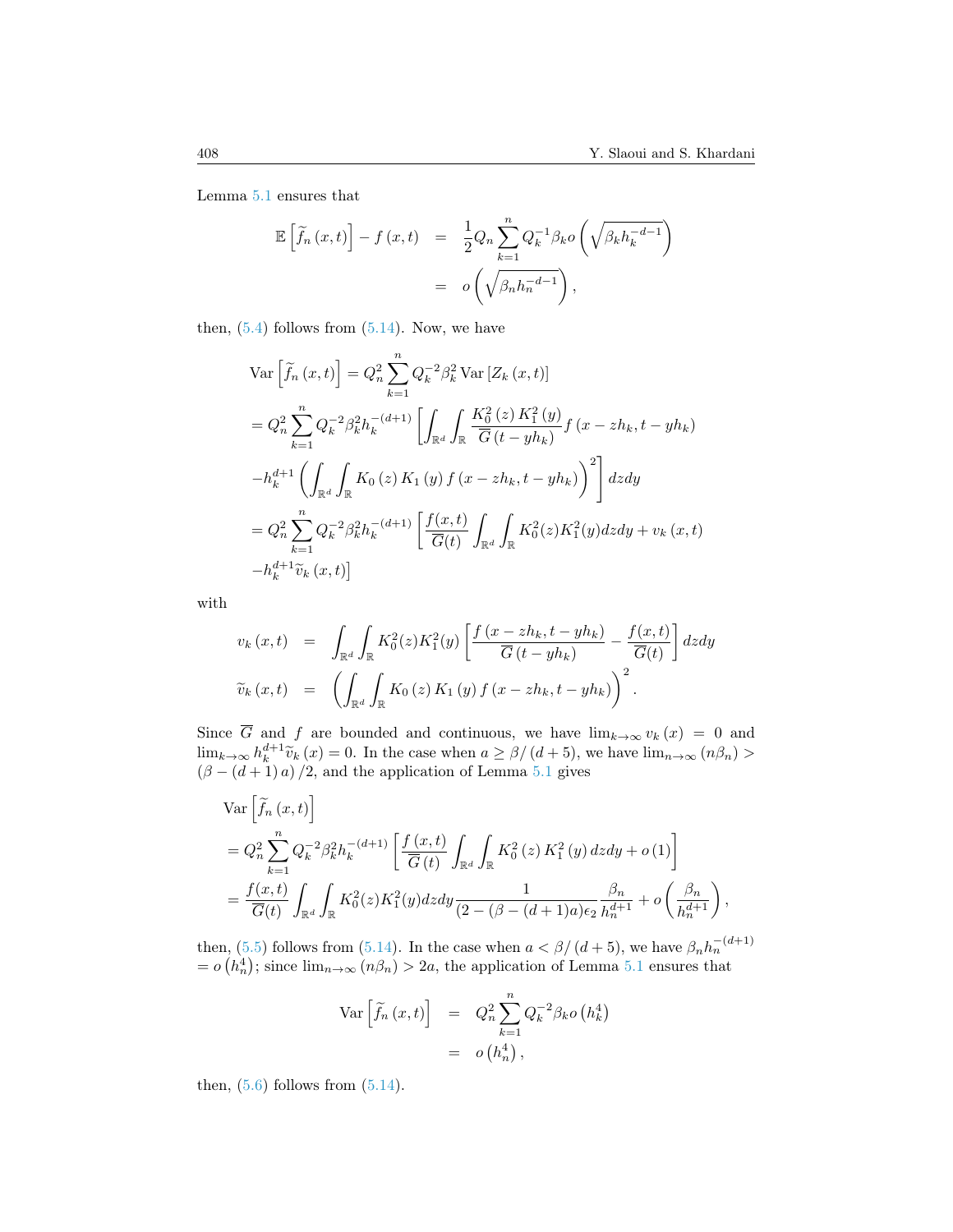Lemma 5.1 ensures that

$$
\begin{aligned}
\mathbb{E}\left[\widetilde{f}_n(x,t)\right]-f(x,t) &= \frac{1}{2}Q_n\sum_{k=1}^{n}Q_k^{-1}\beta_k o\left(\sqrt{\beta_k h_k^{-d-1}}\right)\\
&= o\left(\sqrt{\beta_n h_n^{-d-1}}\right),
\end{aligned}
$$

then, (5.4) follows from (5.14). Now, we have

$$
\begin{aligned}
&\operatorname{Var}\left[\widetilde{f}_n(x,t)\right] = Q_n^2\sum_{k=1}^{n}Q_k^{-2}\beta_k^2\operatorname{Var}\left[Z_k(x,t)\right]\\
&= Q_n^2\sum_{k=1}^{n}Q_k^{-2}\beta_k^2 h_k^{-(d+1)}\left[\int_{\mathbb{R}^d}\int_{\mathbb{R}}\frac{K_0^2(z)K_1^2(y)}{\overline{G}(t-yh_k)}f(x-zh_k,t-yh_k)\right.\\
&\left.-h_k^{d+1}\left(\int_{\mathbb{R}^d}\int_{\mathbb{R}}K_0(z)K_1(y)f(x-zh_k,t-yh_k)\right)^2\right]dzdy\\
&= Q_n^2\sum_{k=1}^{n}Q_k^{-2}\beta_k^2 h_k^{-(d+1)}\left[\frac{f(x,t)}{\overline{G}(t)}\int_{\mathbb{R}^d}\int_{\mathbb{R}}K_0^2(z)K_1^2(y)dzdy+v_k(x,t)\right.\\
&\left.-h_k^{d+1}\widetilde{v}_k(x,t)\right]
\end{aligned}
$$

with

$$
\begin{aligned}
v_k(x,t) &= \int_{\mathbb{R}^d}\int_{\mathbb{R}}K_0^2(z)K_1^2(y)\left[\frac{f(x-zh_k,t-yh_k)}{\overline{G}(t-yh_k)}-\frac{f(x,t)}{\overline{G}(t)}\right]dzdy\\
\widetilde{v}_k(x,t) &= \left(\int_{\mathbb{R}^d}\int_{\mathbb{R}}K_0(z)K_1(y)f(x-zh_k,t-yh_k)\right)^2.
\end{aligned}
$$

Since $\overline{G}$ and $f$ are bounded and continuous, we have $\lim_{k\to\infty}v_k(x)=0$ and $\lim_{k\to\infty}h_k^{d+1}\widetilde{v}_k(x)=0$. In the case when $a\geq\beta/(d+5)$, we have $\lim_{n\to\infty}(n\beta_n)>(\beta-(d+1)a)/2$, and the application of Lemma 5.1 gives

$$
\begin{aligned}
&\operatorname{Var}\left[\widetilde{f}_n(x,t)\right]\\
&= Q_n^2\sum_{k=1}^{n}Q_k^{-2}\beta_k^2 h_k^{-(d+1)}\left[\frac{f(x,t)}{\overline{G}(t)}\int_{\mathbb{R}^d}\int_{\mathbb{R}}K_0^2(z)K_1^2(y)dzdy+o(1)\right]\\
&= \frac{f(x,t)}{\overline{G}(t)}\int_{\mathbb{R}^d}\int_{\mathbb{R}}K_0^2(z)K_1^2(y)dzdy\frac{1}{(2-(\beta-(d+1)a)\epsilon_2}\frac{\beta_n}{h_n^{d+1}}+o\left(\frac{\beta_n}{h_n^{d+1}}\right),
\end{aligned}
$$

then, (5.5) follows from (5.14). In the case when $a<\beta/(d+5)$, we have $\beta_n h_n^{-(d+1)}=o\left(h_n^4\right)$; since $\lim_{n\to\infty}(n\beta_n)>2a$, the application of Lemma 5.1 ensures that

$$
\begin{aligned}
\operatorname{Var}\left[\widetilde{f}_n(x,t)\right] &= Q_n^2\sum_{k=1}^{n}Q_k^{-2}\beta_k o\left(h_k^4\right)\\
&= o\left(h_n^4\right),
\end{aligned}
$$

then, (5.6) follows from (5.14).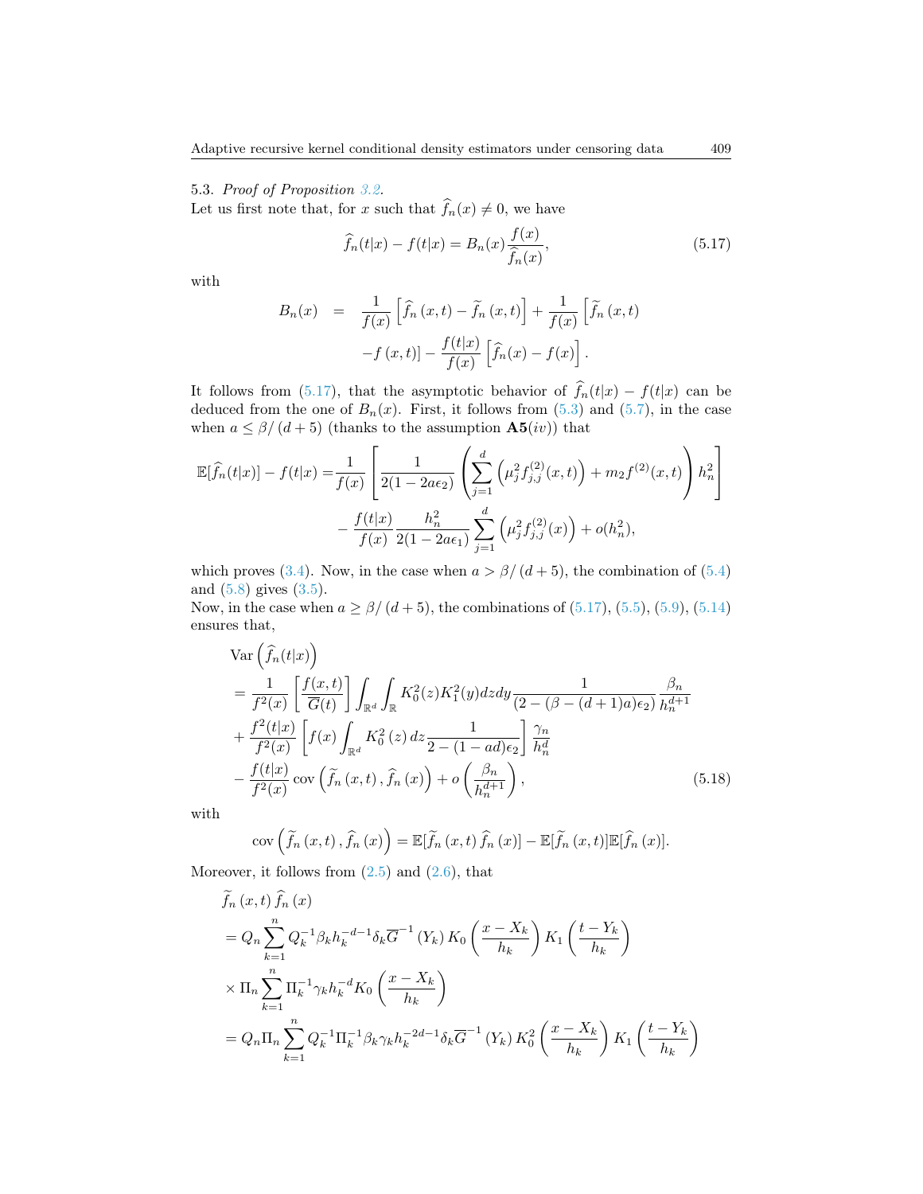5.3. *Proof of Proposition 3.2.*
Let us first note that, for $x$ such that $\widehat{f}_n(x) \neq 0$, we have

$$\widehat{f}_n(t|x) - f(t|x) = B_n(x)\frac{f(x)}{\widehat{f}_n(x)}, \tag{5.17}$$

with

$$\begin{aligned} B_n(x) &= \frac{1}{f(x)}\left[\widehat{f}_n(x,t) - \widetilde{f}_n(x,t)\right] + \frac{1}{f(x)}\left[\widetilde{f}_n(x,t)\right. \\ &\quad \left. - f(x,t)\right] - \frac{f(t|x)}{f(x)}\left[\widehat{f}_n(x) - f(x)\right]. \end{aligned}$$

It follows from (5.17), that the asymptotic behavior of $\widehat{f}_n(t|x) - f(t|x)$ can be deduced from the one of $B_n(x)$. First, it follows from (5.3) and (5.7), in the case when $a \leq \beta/(d+5)$ (thanks to the assumption **A5**$(iv)$) that

$$\begin{aligned} \mathbb{E}[\widehat{f}_n(t|x)] - f(t|x) =& \frac{1}{f(x)}\left[\frac{1}{2(1-2a\epsilon_2)}\left(\sum_{j=1}^d \left(\mu_j^2 f_{j,j}^{(2)}(x,t)\right) + m_2 f^{(2)}(x,t)\right)h_n^2\right] \\ &- \frac{f(t|x)}{f(x)}\frac{h_n^2}{2(1-2a\epsilon_1)}\sum_{j=1}^d \left(\mu_j^2 f_{j,j}^{(2)}(x)\right) + o(h_n^2), \end{aligned}$$

which proves (3.4). Now, in the case when $a > \beta/(d+5)$, the combination of (5.4) and (5.8) gives (3.5).
Now, in the case when $a \geq \beta/(d+5)$, the combinations of (5.17), (5.5), (5.9), (5.14) ensures that,

$$\begin{aligned} &\operatorname{Var}\left(\widehat{f}_n(t|x)\right) \\ &= \frac{1}{f^2(x)}\left[\frac{f(x,t)}{\overline{G}(t)}\right]\int_{\mathbb{R}^d}\int_{\mathbb{R}} K_0^2(z)K_1^2(y)dzdy\frac{1}{(2-(\beta-(d+1)a)\epsilon_2)}\frac{\beta_n}{h_n^{d+1}} \\ &+ \frac{f^2(t|x)}{f^2(x)}\left[f(x)\int_{\mathbb{R}^d} K_0^2(z)\,dz\frac{1}{2-(1-ad)\epsilon_2}\right]\frac{\gamma_n}{h_n^d} \\ &- \frac{f(t|x)}{f^2(x)}\operatorname{cov}\left(\widetilde{f}_n(x,t), \widehat{f}_n(x)\right) + o\left(\frac{\beta_n}{h_n^{d+1}}\right), \end{aligned} \tag{5.18}$$

with

$$\operatorname{cov}\left(\widetilde{f}_n(x,t), \widehat{f}_n(x)\right) = \mathbb{E}[\widetilde{f}_n(x,t)\widehat{f}_n(x)] - \mathbb{E}[\widetilde{f}_n(x,t)]\mathbb{E}[\widehat{f}_n(x)].$$

Moreover, it follows from (2.5) and (2.6), that

$$\begin{aligned} &\widetilde{f}_n(x,t)\widehat{f}_n(x) \\ &= Q_n\sum_{k=1}^n Q_k^{-1}\beta_k h_k^{-d-1}\delta_k\overline{G}^{-1}(Y_k)K_0\left(\frac{x-X_k}{h_k}\right)K_1\left(\frac{t-Y_k}{h_k}\right) \\ &\times \Pi_n\sum_{k=1}^n \Pi_k^{-1}\gamma_k h_k^{-d}K_0\left(\frac{x-X_k}{h_k}\right) \\ &= Q_n\Pi_n\sum_{k=1}^n Q_k^{-1}\Pi_k^{-1}\beta_k\gamma_k h_k^{-2d-1}\delta_k\overline{G}^{-1}(Y_k)K_0^2\left(\frac{x-X_k}{h_k}\right)K_1\left(\frac{t-Y_k}{h_k}\right) \end{aligned}$$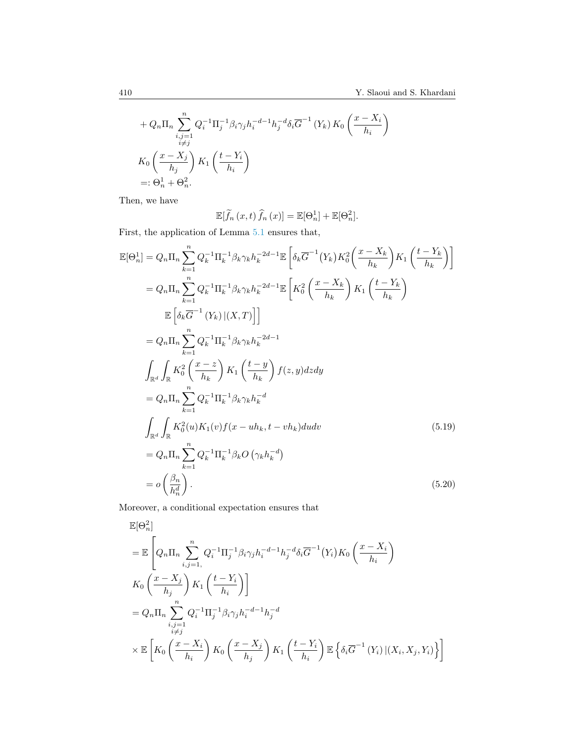$$
+ Q_n \Pi_n \sum_{\substack{i,j=1 \\ i \neq j}}^{n} Q_i^{-1} \Pi_j^{-1} \beta_i \gamma_j h_i^{-d-1} h_j^{-d} \delta_i \overline{G}^{-1}(Y_k) K_0\left(\frac{x - X_i}{h_i}\right)
$$

$$
K_0\left(\frac{x - X_j}{h_j}\right) K_1\left(\frac{t - Y_i}{h_i}\right)
$$

$$
=: \Theta_n^1 + \Theta_n^2.
$$

Then, we have

$$
\mathbb{E}[\widetilde{f}_n(x,t)\, \widehat{f}_n(x)] = \mathbb{E}[\Theta_n^1] + \mathbb{E}[\Theta_n^2].
$$

First, the application of Lemma 5.1 ensures that,

$$
\begin{aligned}
\mathbb{E}[\Theta_n^1] &= Q_n \Pi_n \sum_{k=1}^{n} Q_k^{-1} \Pi_k^{-1} \beta_k \gamma_k h_k^{-2d-1} \mathbb{E}\left[\delta_k \overline{G}^{-1}(Y_k) K_0^2\left(\frac{x - X_k}{h_k}\right) K_1\left(\frac{t - Y_k}{h_k}\right)\right] \\
&= Q_n \Pi_n \sum_{k=1}^{n} Q_k^{-1} \Pi_k^{-1} \beta_k \gamma_k h_k^{-2d-1} \mathbb{E}\left[K_0^2\left(\frac{x - X_k}{h_k}\right) K_1\left(\frac{t - Y_k}{h_k}\right)\right. \\
&\qquad \left. \mathbb{E}\left[\delta_k \overline{G}^{-1}(Y_k) \,|(X,T)\right]\right] \\
&= Q_n \Pi_n \sum_{k=1}^{n} Q_k^{-1} \Pi_k^{-1} \beta_k \gamma_k h_k^{-2d-1} \\
&\quad \int_{\mathbb{R}^d} \int_{\mathbb{R}} K_0^2\left(\frac{x - z}{h_k}\right) K_1\left(\frac{t - y}{h_k}\right) f(z,y) dz dy \\
&= Q_n \Pi_n \sum_{k=1}^{n} Q_k^{-1} \Pi_k^{-1} \beta_k \gamma_k h_k^{-d} \\
&\quad \int_{\mathbb{R}^d} \int_{\mathbb{R}} K_0^2(u) K_1(v) f(x - uh_k, t - vh_k) du dv \qquad (5.19) \\
&= Q_n \Pi_n \sum_{k=1}^{n} Q_k^{-1} \Pi_k^{-1} \beta_k O\left(\gamma_k h_k^{-d}\right) \\
&= o\left(\frac{\beta_n}{h_n^d}\right). \qquad (5.20)
\end{aligned}
$$

Moreover, a conditional expectation ensures that

$$
\begin{aligned}
&\mathbb{E}[\Theta_n^2] \\
&= \mathbb{E}\left[Q_n \Pi_n \sum_{i,j=1,}^{n} Q_i^{-1} \Pi_j^{-1} \beta_i \gamma_j h_i^{-d-1} h_j^{-d} \delta_i \overline{G}^{-1}(Y_i) K_0\left(\frac{x - X_i}{h_i}\right)\right. \\
&\quad \left. K_0\left(\frac{x - X_j}{h_j}\right) K_1\left(\frac{t - Y_i}{h_i}\right)\right] \\
&= Q_n \Pi_n \sum_{\substack{i,j=1 \\ i \neq j}}^{n} Q_i^{-1} \Pi_j^{-1} \beta_i \gamma_j h_i^{-d-1} h_j^{-d} \\
&\quad \times \mathbb{E}\left[K_0\left(\frac{x - X_i}{h_i}\right) K_0\left(\frac{x - X_j}{h_j}\right) K_1\left(\frac{t - Y_i}{h_i}\right) \mathbb{E}\left\{\delta_i \overline{G}^{-1}(Y_i) \,|(X_i, X_j, Y_i)\right\}\right]
\end{aligned}
$$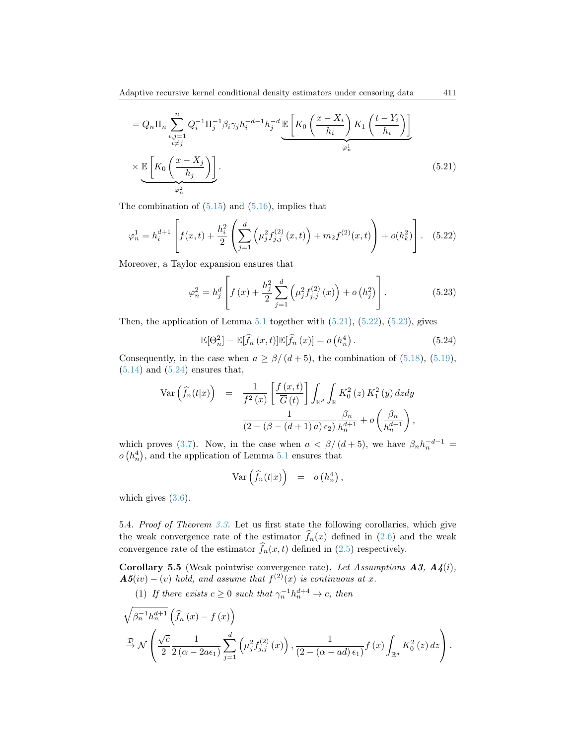$$= Q_n \Pi_n \sum_{\substack{i,j=1\\ i\neq j}}^{n} Q_i^{-1}\Pi_j^{-1}\beta_i\gamma_j h_i^{-d-1}h_j^{-d}\underbrace{\mathbb{E}\left[K_0\left(\frac{x-X_i}{h_i}\right)K_1\left(\frac{t-Y_i}{h_i}\right)\right]}_{\varphi_n^1}$$

$$\times \underbrace{\mathbb{E}\left[K_0\left(\frac{x-X_j}{h_j}\right)\right]}_{\varphi_n^2}. \tag{5.21}$$

The combination of (5.15) and (5.16), implies that

$$\varphi_n^1 = h_i^{d+1}\left[f(x,t) + \frac{h_i^2}{2}\left(\sum_{j=1}^{d}\left(\mu_j^2 f_{j,j}^{(2)}(x,t)\right) + m_2 f^{(2)}(x,t)\right) + o(h_k^2)\right]. \tag{5.22}$$

Moreover, a Taylor expansion ensures that

$$\varphi_n^2 = h_j^d\left[f(x) + \frac{h_j^2}{2}\sum_{j=1}^{d}\left(\mu_j^2 f_{j,j}^{(2)}(x)\right) + o\left(h_j^2\right)\right]. \tag{5.23}$$

Then, the application of Lemma 5.1 together with (5.21), (5.22), (5.23), gives

$$\mathbb{E}[\Theta_n^2] - \mathbb{E}[\widehat{f}_n(x,t)]\mathbb{E}[\widehat{f}_n(x)] = o\left(h_n^4\right). \tag{5.24}$$

Consequently, in the case when $a \geq \beta/(d+5)$, the combination of (5.18), (5.19), (5.14) and (5.24) ensures that,

$$\begin{aligned}\operatorname{Var}\left(\widehat{f}_n(t|x)\right) &= \frac{1}{f^2(x)}\left[\frac{f(x,t)}{\overline{G}(t)}\right]\int_{\mathbb{R}^d}\int_{\mathbb{R}} K_0^2(z)K_1^2(y)\,dzdy \\ &\quad \frac{1}{(2-(\beta-(d+1)a)\epsilon_2)}\frac{\beta_n}{h_n^{d+1}} + o\left(\frac{\beta_n}{h_n^{d+1}}\right),\end{aligned}$$

which proves (3.7). Now, in the case when $a < \beta/(d+5)$, we have $\beta_n h_n^{-d-1} = o\left(h_n^4\right)$, and the application of Lemma 5.1 ensures that

$$\operatorname{Var}\left(\widehat{f}_n(t|x)\right) = o\left(h_n^4\right),$$

which gives (3.6).

5.4. *Proof of Theorem 3.3.* Let us first state the following corollaries, which give the weak convergence rate of the estimator $\widehat{f}_n(x)$ defined in (2.6) and the weak convergence rate of the estimator $\widehat{f}_n(x,t)$ defined in (2.5) respectively.

**Corollary 5.5** (Weak pointwise convergence rate). *Let Assumptions **A3**, **A4**(i), **A5**(iv) − (v) hold, and assume that $f^{(2)}(x)$ is continuous at $x$.*

(1) *If there exists $c \geq 0$ such that $\gamma_n^{-1}h_n^{d+4} \to c$, then*

$$\sqrt{\beta_n^{-1}h_n^{d+1}}\left(\widehat{f}_n(x) - f(x)\right)$$

$$\stackrel{\mathcal{D}}{\to} \mathcal{N}\left(\frac{\sqrt{c}}{2}\frac{1}{2(\alpha-2a\epsilon_1)}\sum_{j=1}^{d}\left(\mu_j^2 f_{j,j}^{(2)}(x)\right), \frac{1}{(2-(\alpha-ad)\epsilon_1)}f(x)\int_{\mathbb{R}^d}K_0^2(z)\,dz\right).$$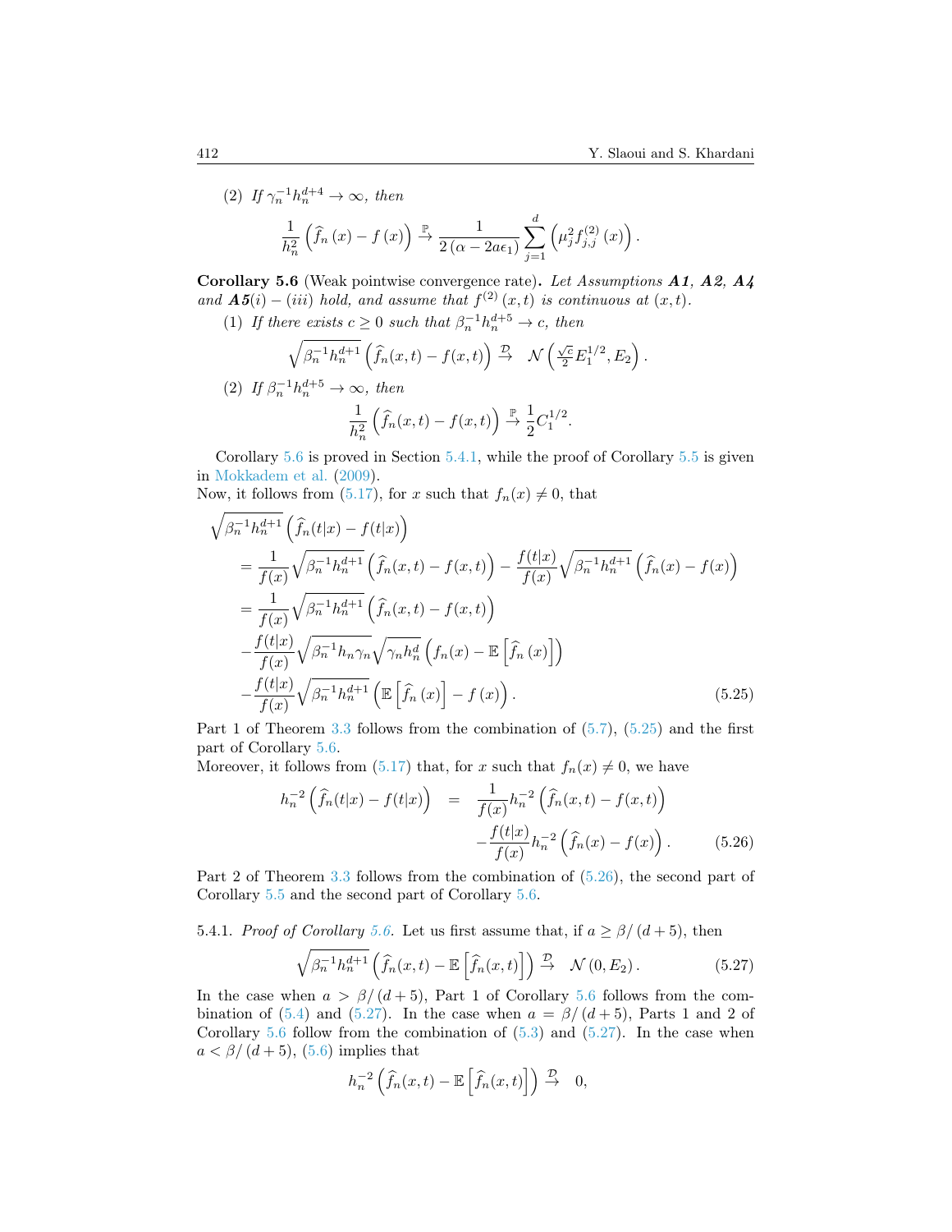(2) If $\gamma_n^{-1} h_n^{d+4} \to \infty$, then

$$\frac{1}{h_n^2}\left(\widehat{f}_n(x) - f(x)\right) \xrightarrow{\mathbb{P}} \frac{1}{2(\alpha - 2a\epsilon_1)} \sum_{j=1}^{d} \left(\mu_j^2 f_{j,j}^{(2)}(x)\right).$$

**Corollary 5.6** (Weak pointwise convergence rate)**.** *Let Assumptions **A1**, **A2**, **A4** and **A5**(i) − (iii) hold, and assume that $f^{(2)}(x,t)$ is continuous at $(x,t)$.*

(1) *If there exists $c \geq 0$ such that $\beta_n^{-1} h_n^{d+5} \to c$, then*

$$\sqrt{\beta_n^{-1} h_n^{d+1}} \left(\widehat{f}_n(x,t) - f(x,t)\right) \xrightarrow{\mathcal{D}} \mathcal{N}\left(\tfrac{\sqrt{c}}{2} E_1^{1/2}, E_2\right).$$

(2) *If $\beta_n^{-1} h_n^{d+5} \to \infty$, then*

$$\frac{1}{h_n^2}\left(\widehat{f}_n(x,t) - f(x,t)\right) \xrightarrow{\mathbb{P}} \frac{1}{2} C_1^{1/2}.$$

Corollary 5.6 is proved in Section 5.4.1, while the proof of Corollary 5.5 is given in Mokkadem et al. (2009).

Now, it follows from (5.17), for $x$ such that $f_n(x) \neq 0$, that

$$\begin{aligned}
&\sqrt{\beta_n^{-1} h_n^{d+1}} \left(\widehat{f}_n(t|x) - f(t|x)\right) \\
&\quad = \frac{1}{f(x)} \sqrt{\beta_n^{-1} h_n^{d+1}} \left(\widehat{f}_n(x,t) - f(x,t)\right) - \frac{f(t|x)}{f(x)} \sqrt{\beta_n^{-1} h_n^{d+1}} \left(\widehat{f}_n(x) - f(x)\right) \\
&\quad = \frac{1}{f(x)} \sqrt{\beta_n^{-1} h_n^{d+1}} \left(\widehat{f}_n(x,t) - f(x,t)\right) \\
&\quad - \frac{f(t|x)}{f(x)} \sqrt{\beta_n^{-1} h_n \gamma_n} \sqrt{\gamma_n h_n^d} \left(f_n(x) - \mathbb{E}\left[\widehat{f}_n(x)\right]\right) \\
&\quad - \frac{f(t|x)}{f(x)} \sqrt{\beta_n^{-1} h_n^{d+1}} \left(\mathbb{E}\left[\widehat{f}_n(x)\right] - f(x)\right).
\end{aligned} \tag{5.25}$$

Part 1 of Theorem 3.3 follows from the combination of (5.7), (5.25) and the first part of Corollary 5.6.

Moreover, it follows from (5.17) that, for $x$ such that $f_n(x) \neq 0$, we have

$$\begin{aligned}
h_n^{-2}\left(\widehat{f}_n(t|x) - f(t|x)\right) &= \frac{1}{f(x)} h_n^{-2}\left(\widehat{f}_n(x,t) - f(x,t)\right) \\
&\quad - \frac{f(t|x)}{f(x)} h_n^{-2}\left(\widehat{f}_n(x) - f(x)\right).
\end{aligned} \tag{5.26}$$

Part 2 of Theorem 3.3 follows from the combination of (5.26), the second part of Corollary 5.5 and the second part of Corollary 5.6.

5.4.1. *Proof of Corollary 5.6.* Let us first assume that, if $a \geq \beta/(d+5)$, then

$$\sqrt{\beta_n^{-1} h_n^{d+1}} \left(\widehat{f}_n(x,t) - \mathbb{E}\left[\widehat{f}_n(x,t)\right]\right) \xrightarrow{\mathcal{D}} \mathcal{N}(0, E_2). \tag{5.27}$$

In the case when $a > \beta/(d+5)$, Part 1 of Corollary 5.6 follows from the combination of (5.4) and (5.27). In the case when $a = \beta/(d+5)$, Parts 1 and 2 of Corollary 5.6 follow from the combination of (5.3) and (5.27). In the case when $a < \beta/(d+5)$, (5.6) implies that

$$h_n^{-2}\left(\widehat{f}_n(x,t) - \mathbb{E}\left[\widehat{f}_n(x,t)\right]\right) \xrightarrow{\mathcal{D}} 0,$$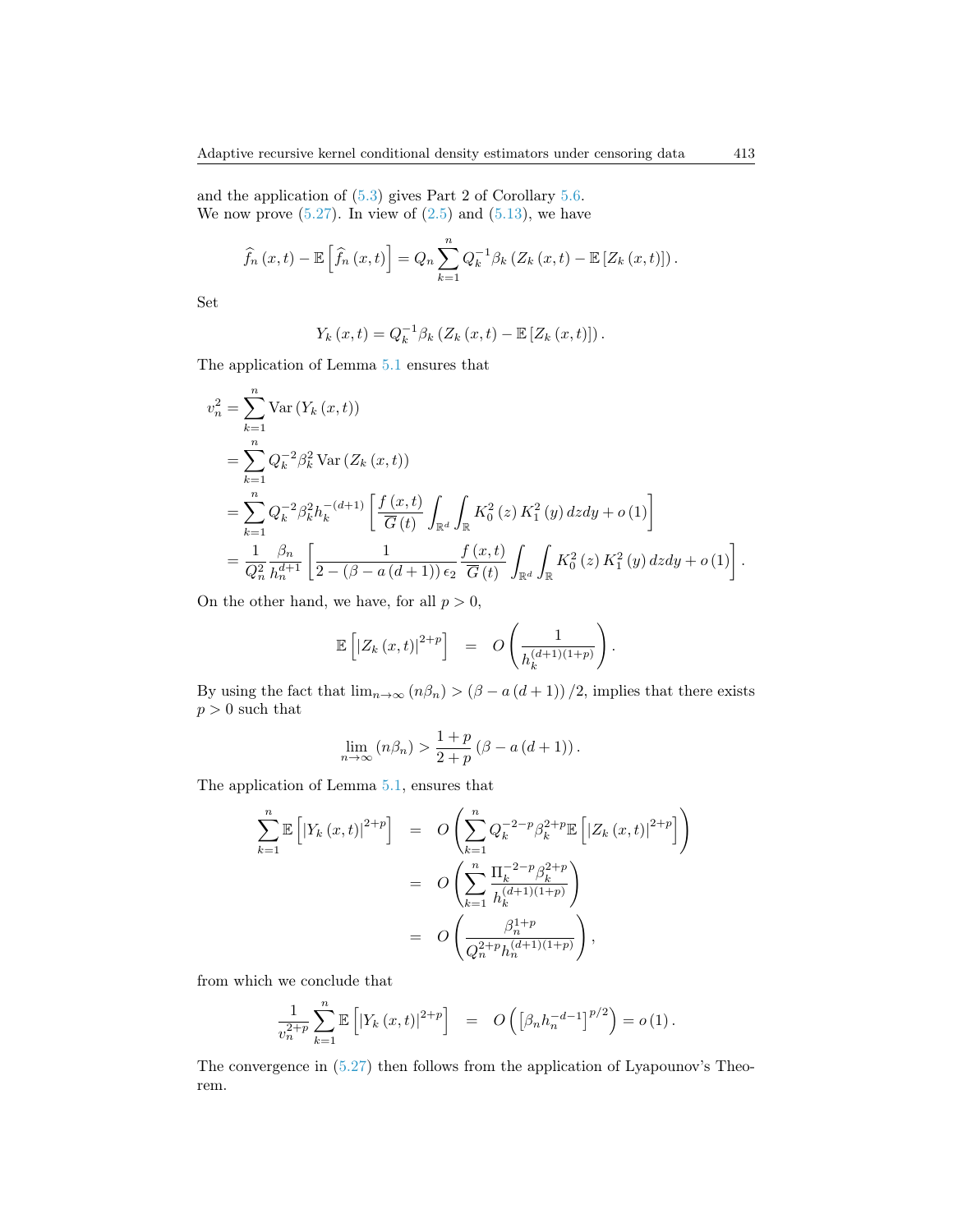and the application of (5.3) gives Part 2 of Corollary 5.6.
We now prove (5.27). In view of (2.5) and (5.13), we have

$$\widehat{f}_n(x,t) - \mathbb{E}\left[\widehat{f}_n(x,t)\right] = Q_n \sum_{k=1}^{n} Q_k^{-1} \beta_k \left(Z_k(x,t) - \mathbb{E}\left[Z_k(x,t)\right]\right).$$

Set

$$Y_k(x,t) = Q_k^{-1} \beta_k \left(Z_k(x,t) - \mathbb{E}\left[Z_k(x,t)\right]\right).$$

The application of Lemma 5.1 ensures that

$$\begin{aligned}
v_n^2 &= \sum_{k=1}^{n} \operatorname{Var}\left(Y_k(x,t)\right) \\
&= \sum_{k=1}^{n} Q_k^{-2} \beta_k^2 \operatorname{Var}\left(Z_k(x,t)\right) \\
&= \sum_{k=1}^{n} Q_k^{-2} \beta_k^2 h_k^{-(d+1)} \left[\frac{f(x,t)}{\overline{G}(t)} \int_{\mathbb{R}^d} \int_{\mathbb{R}} K_0^2(z) K_1^2(y)\, dz dy + o(1)\right] \\
&= \frac{1}{Q_n^2} \frac{\beta_n}{h_n^{d+1}} \left[\frac{1}{2 - (\beta - a(d+1))\epsilon_2} \frac{f(x,t)}{\overline{G}(t)} \int_{\mathbb{R}^d} \int_{\mathbb{R}} K_0^2(z) K_1^2(y)\, dz dy + o(1)\right].
\end{aligned}$$

On the other hand, we have, for all $p > 0$,

$$\mathbb{E}\left[\left|Z_k(x,t)\right|^{2+p}\right] = O\left(\frac{1}{h_k^{(d+1)(1+p)}}\right).$$

By using the fact that $\lim_{n\to\infty}(n\beta_n) > (\beta - a(d+1))/2$, implies that there exists $p > 0$ such that

$$\lim_{n\to\infty}(n\beta_n) > \frac{1+p}{2+p}\left(\beta - a(d+1)\right).$$

The application of Lemma 5.1, ensures that

$$\begin{aligned}
\sum_{k=1}^{n} \mathbb{E}\left[\left|Y_k(x,t)\right|^{2+p}\right] &= O\left(\sum_{k=1}^{n} Q_k^{-2-p} \beta_k^{2+p} \mathbb{E}\left[\left|Z_k(x,t)\right|^{2+p}\right]\right) \\
&= O\left(\sum_{k=1}^{n} \frac{\Pi_k^{-2-p} \beta_k^{2+p}}{h_k^{(d+1)(1+p)}}\right) \\
&= O\left(\frac{\beta_n^{1+p}}{Q_n^{2+p} h_n^{(d+1)(1+p)}}\right),
\end{aligned}$$

from which we conclude that

$$\frac{1}{v_n^{2+p}} \sum_{k=1}^{n} \mathbb{E}\left[\left|Y_k(x,t)\right|^{2+p}\right] = O\left(\left[\beta_n h_n^{-d-1}\right]^{p/2}\right) = o(1).$$

The convergence in (5.27) then follows from the application of Lyapounov's Theorem.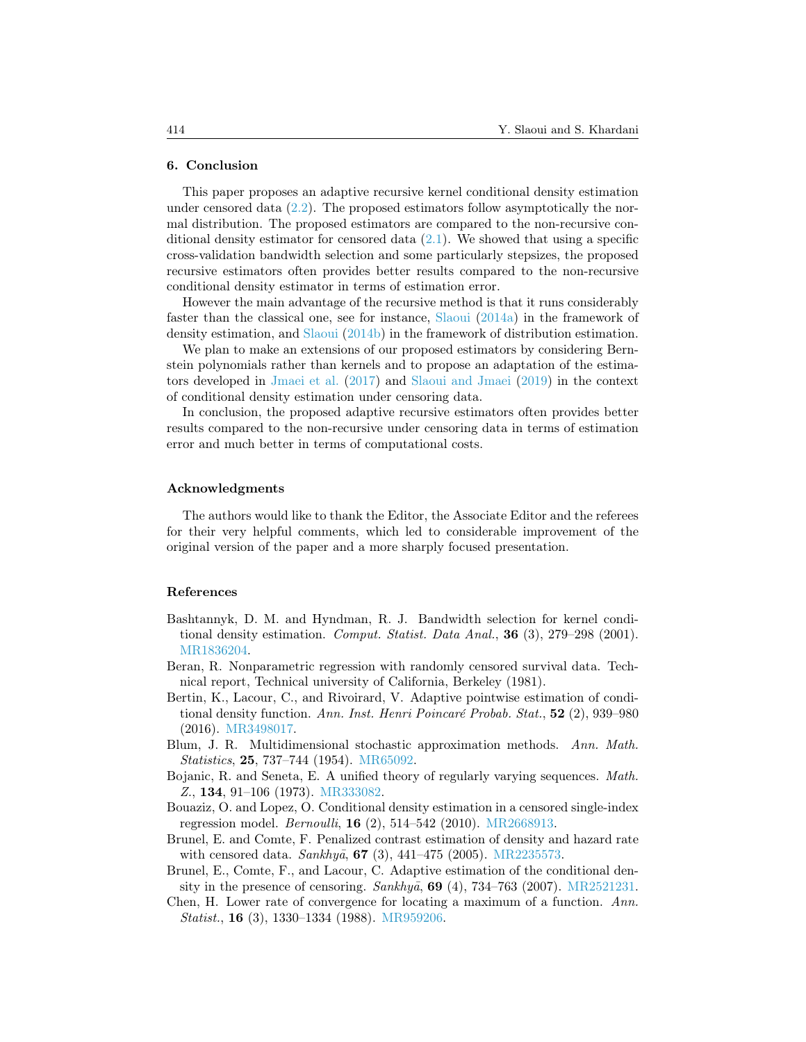## 6. Conclusion

This paper proposes an adaptive recursive kernel conditional density estimation under censored data (2.2). The proposed estimators follow asymptotically the normal distribution. The proposed estimators are compared to the non-recursive conditional density estimator for censored data (2.1). We showed that using a specific cross-validation bandwidth selection and some particularly stepsizes, the proposed recursive estimators often provides better results compared to the non-recursive conditional density estimator in terms of estimation error.

However the main advantage of the recursive method is that it runs considerably faster than the classical one, see for instance, Slaoui (2014a) in the framework of density estimation, and Slaoui (2014b) in the framework of distribution estimation.

We plan to make an extensions of our proposed estimators by considering Bernstein polynomials rather than kernels and to propose an adaptation of the estimators developed in Jmaei et al. (2017) and Slaoui and Jmaei (2019) in the context of conditional density estimation under censoring data.

In conclusion, the proposed adaptive recursive estimators often provides better results compared to the non-recursive under censoring data in terms of estimation error and much better in terms of computational costs.

## Acknowledgments

The authors would like to thank the Editor, the Associate Editor and the referees for their very helpful comments, which led to considerable improvement of the original version of the paper and a more sharply focused presentation.

## References

Bashtannyk, D. M. and Hyndman, R. J. Bandwidth selection for kernel conditional density estimation. *Comput. Statist. Data Anal.*, **36** (3), 279–298 (2001). MR1836204.

Beran, R. Nonparametric regression with randomly censored survival data. Technical report, Technical university of California, Berkeley (1981).

Bertin, K., Lacour, C., and Rivoirard, V. Adaptive pointwise estimation of conditional density function. *Ann. Inst. Henri Poincaré Probab. Stat.*, **52** (2), 939–980 (2016). MR3498017.

Blum, J. R. Multidimensional stochastic approximation methods. *Ann. Math. Statistics*, **25**, 737–744 (1954). MR65092.

Bojanic, R. and Seneta, E. A unified theory of regularly varying sequences. *Math. Z.*, **134**, 91–106 (1973). MR333082.

Bouaziz, O. and Lopez, O. Conditional density estimation in a censored single-index regression model. *Bernoulli*, **16** (2), 514–542 (2010). MR2668913.

Brunel, E. and Comte, F. Penalized contrast estimation of density and hazard rate with censored data. *Sankhyā*, **67** (3), 441–475 (2005). MR2235573.

Brunel, E., Comte, F., and Lacour, C. Adaptive estimation of the conditional density in the presence of censoring. *Sankhyā*, **69** (4), 734–763 (2007). MR2521231.

Chen, H. Lower rate of convergence for locating a maximum of a function. *Ann. Statist.*, **16** (3), 1330–1334 (1988). MR959206.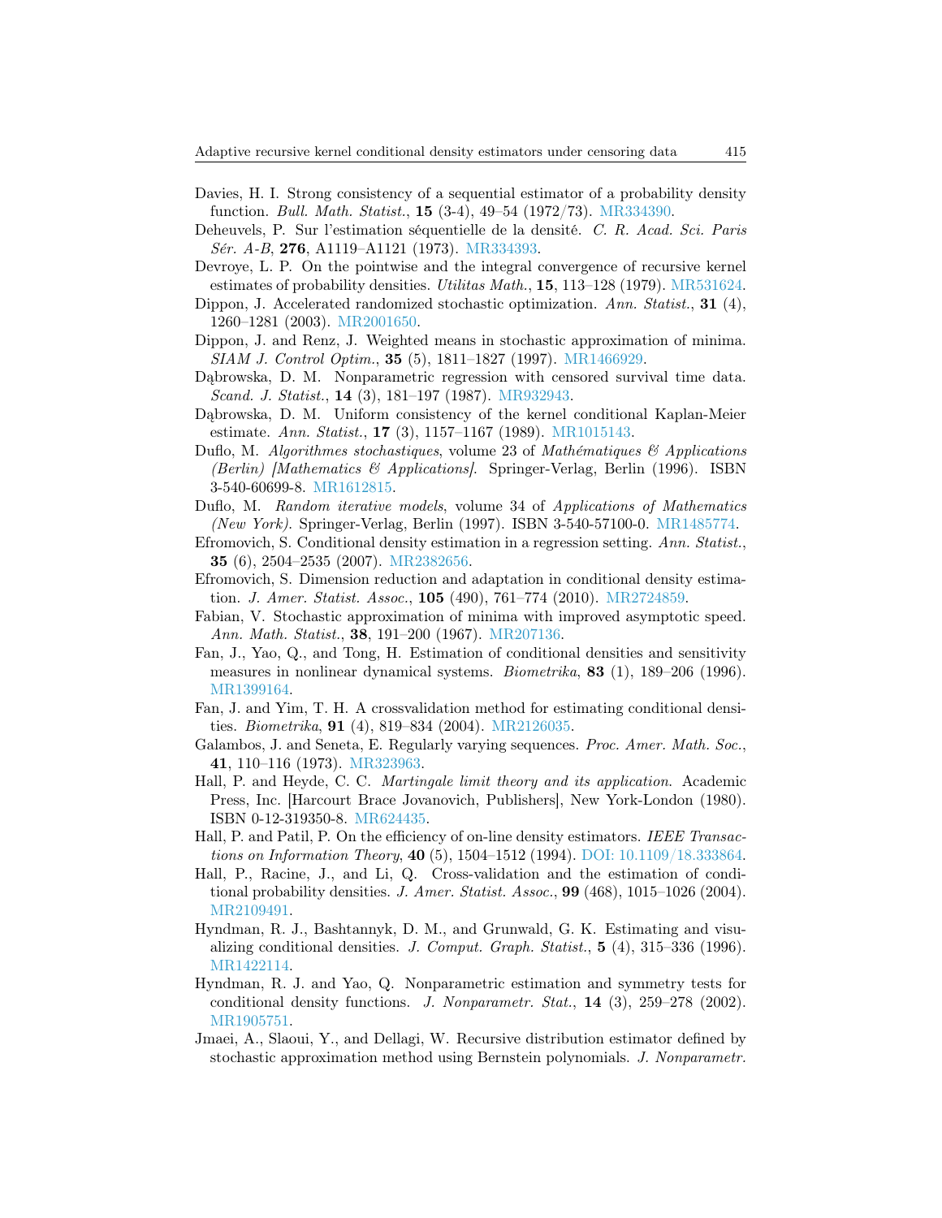Davies, H. I. Strong consistency of a sequential estimator of a probability density function. *Bull. Math. Statist.*, **15** (3-4), 49–54 (1972/73). MR334390.

Deheuvels, P. Sur l'estimation séquentielle de la densité. *C. R. Acad. Sci. Paris Sér. A-B*, **276**, A1119–A1121 (1973). MR334393.

Devroye, L. P. On the pointwise and the integral convergence of recursive kernel estimates of probability densities. *Utilitas Math.*, **15**, 113–128 (1979). MR531624.

Dippon, J. Accelerated randomized stochastic optimization. *Ann. Statist.*, **31** (4), 1260–1281 (2003). MR2001650.

Dippon, J. and Renz, J. Weighted means in stochastic approximation of minima. *SIAM J. Control Optim.*, **35** (5), 1811–1827 (1997). MR1466929.

Dąbrowska, D. M. Nonparametric regression with censored survival time data. *Scand. J. Statist.*, **14** (3), 181–197 (1987). MR932943.

Dąbrowska, D. M. Uniform consistency of the kernel conditional Kaplan-Meier estimate. *Ann. Statist.*, **17** (3), 1157–1167 (1989). MR1015143.

Duflo, M. *Algorithmes stochastiques*, volume 23 of *Mathématiques & Applications (Berlin) [Mathematics & Applications]*. Springer-Verlag, Berlin (1996). ISBN 3-540-60699-8. MR1612815.

Duflo, M. *Random iterative models*, volume 34 of *Applications of Mathematics (New York)*. Springer-Verlag, Berlin (1997). ISBN 3-540-57100-0. MR1485774.

Efromovich, S. Conditional density estimation in a regression setting. *Ann. Statist.*, **35** (6), 2504–2535 (2007). MR2382656.

Efromovich, S. Dimension reduction and adaptation in conditional density estimation. *J. Amer. Statist. Assoc.*, **105** (490), 761–774 (2010). MR2724859.

Fabian, V. Stochastic approximation of minima with improved asymptotic speed. *Ann. Math. Statist.*, **38**, 191–200 (1967). MR207136.

Fan, J., Yao, Q., and Tong, H. Estimation of conditional densities and sensitivity measures in nonlinear dynamical systems. *Biometrika*, **83** (1), 189–206 (1996). MR1399164.

Fan, J. and Yim, T. H. A crossvalidation method for estimating conditional densities. *Biometrika*, **91** (4), 819–834 (2004). MR2126035.

Galambos, J. and Seneta, E. Regularly varying sequences. *Proc. Amer. Math. Soc.*, **41**, 110–116 (1973). MR323963.

Hall, P. and Heyde, C. C. *Martingale limit theory and its application.* Academic Press, Inc. [Harcourt Brace Jovanovich, Publishers], New York-London (1980). ISBN 0-12-319350-8. MR624435.

Hall, P. and Patil, P. On the efficiency of on-line density estimators. *IEEE Transactions on Information Theory*, **40** (5), 1504–1512 (1994). DOI: 10.1109/18.333864.

Hall, P., Racine, J., and Li, Q. Cross-validation and the estimation of conditional probability densities. *J. Amer. Statist. Assoc.*, **99** (468), 1015–1026 (2004). MR2109491.

Hyndman, R. J., Bashtannyk, D. M., and Grunwald, G. K. Estimating and visualizing conditional densities. *J. Comput. Graph. Statist.*, **5** (4), 315–336 (1996). MR1422114.

Hyndman, R. J. and Yao, Q. Nonparametric estimation and symmetry tests for conditional density functions. *J. Nonparametr. Stat.*, **14** (3), 259–278 (2002). MR1905751.

Jmaei, A., Slaoui, Y., and Dellagi, W. Recursive distribution estimator defined by stochastic approximation method using Bernstein polynomials. *J. Nonparametr.*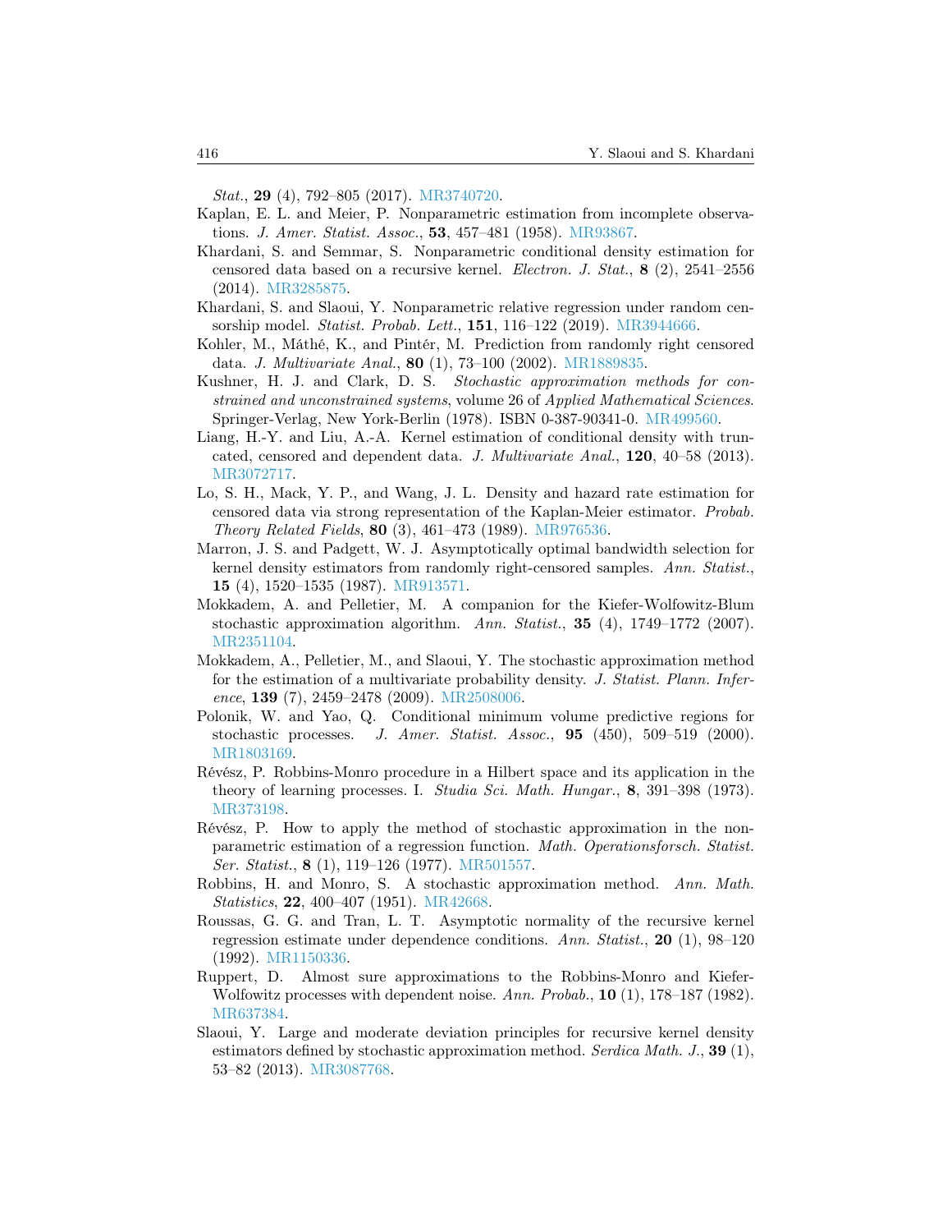*Stat.*, **29** (4), 792–805 (2017). MR3740720.

Kaplan, E. L. and Meier, P. Nonparametric estimation from incomplete observations. *J. Amer. Statist. Assoc.*, **53**, 457–481 (1958). MR93867.

Khardani, S. and Semmar, S. Nonparametric conditional density estimation for censored data based on a recursive kernel. *Electron. J. Stat.*, **8** (2), 2541–2556 (2014). MR3285875.

Khardani, S. and Slaoui, Y. Nonparametric relative regression under random censorship model. *Statist. Probab. Lett.*, **151**, 116–122 (2019). MR3944666.

Kohler, M., Máthé, K., and Pintér, M. Prediction from randomly right censored data. *J. Multivariate Anal.*, **80** (1), 73–100 (2002). MR1889835.

Kushner, H. J. and Clark, D. S. *Stochastic approximation methods for constrained and unconstrained systems*, volume 26 of *Applied Mathematical Sciences*. Springer-Verlag, New York-Berlin (1978). ISBN 0-387-90341-0. MR499560.

Liang, H.-Y. and Liu, A.-A. Kernel estimation of conditional density with truncated, censored and dependent data. *J. Multivariate Anal.*, **120**, 40–58 (2013). MR3072717.

Lo, S. H., Mack, Y. P., and Wang, J. L. Density and hazard rate estimation for censored data via strong representation of the Kaplan-Meier estimator. *Probab. Theory Related Fields*, **80** (3), 461–473 (1989). MR976536.

Marron, J. S. and Padgett, W. J. Asymptotically optimal bandwidth selection for kernel density estimators from randomly right-censored samples. *Ann. Statist.*, **15** (4), 1520–1535 (1987). MR913571.

Mokkadem, A. and Pelletier, M. A companion for the Kiefer-Wolfowitz-Blum stochastic approximation algorithm. *Ann. Statist.*, **35** (4), 1749–1772 (2007). MR2351104.

Mokkadem, A., Pelletier, M., and Slaoui, Y. The stochastic approximation method for the estimation of a multivariate probability density. *J. Statist. Plann. Inference*, **139** (7), 2459–2478 (2009). MR2508006.

Polonik, W. and Yao, Q. Conditional minimum volume predictive regions for stochastic processes. *J. Amer. Statist. Assoc.*, **95** (450), 509–519 (2000). MR1803169.

Révész, P. Robbins-Monro procedure in a Hilbert space and its application in the theory of learning processes. I. *Studia Sci. Math. Hungar.*, **8**, 391–398 (1973). MR373198.

Révész, P. How to apply the method of stochastic approximation in the nonparametric estimation of a regression function. *Math. Operationsforsch. Statist. Ser. Statist.*, **8** (1), 119–126 (1977). MR501557.

Robbins, H. and Monro, S. A stochastic approximation method. *Ann. Math. Statistics*, **22**, 400–407 (1951). MR42668.

Roussas, G. G. and Tran, L. T. Asymptotic normality of the recursive kernel regression estimate under dependence conditions. *Ann. Statist.*, **20** (1), 98–120 (1992). MR1150336.

Ruppert, D. Almost sure approximations to the Robbins-Monro and Kiefer-Wolfowitz processes with dependent noise. *Ann. Probab.*, **10** (1), 178–187 (1982). MR637384.

Slaoui, Y. Large and moderate deviation principles for recursive kernel density estimators defined by stochastic approximation method. *Serdica Math. J.*, **39** (1), 53–82 (2013). MR3087768.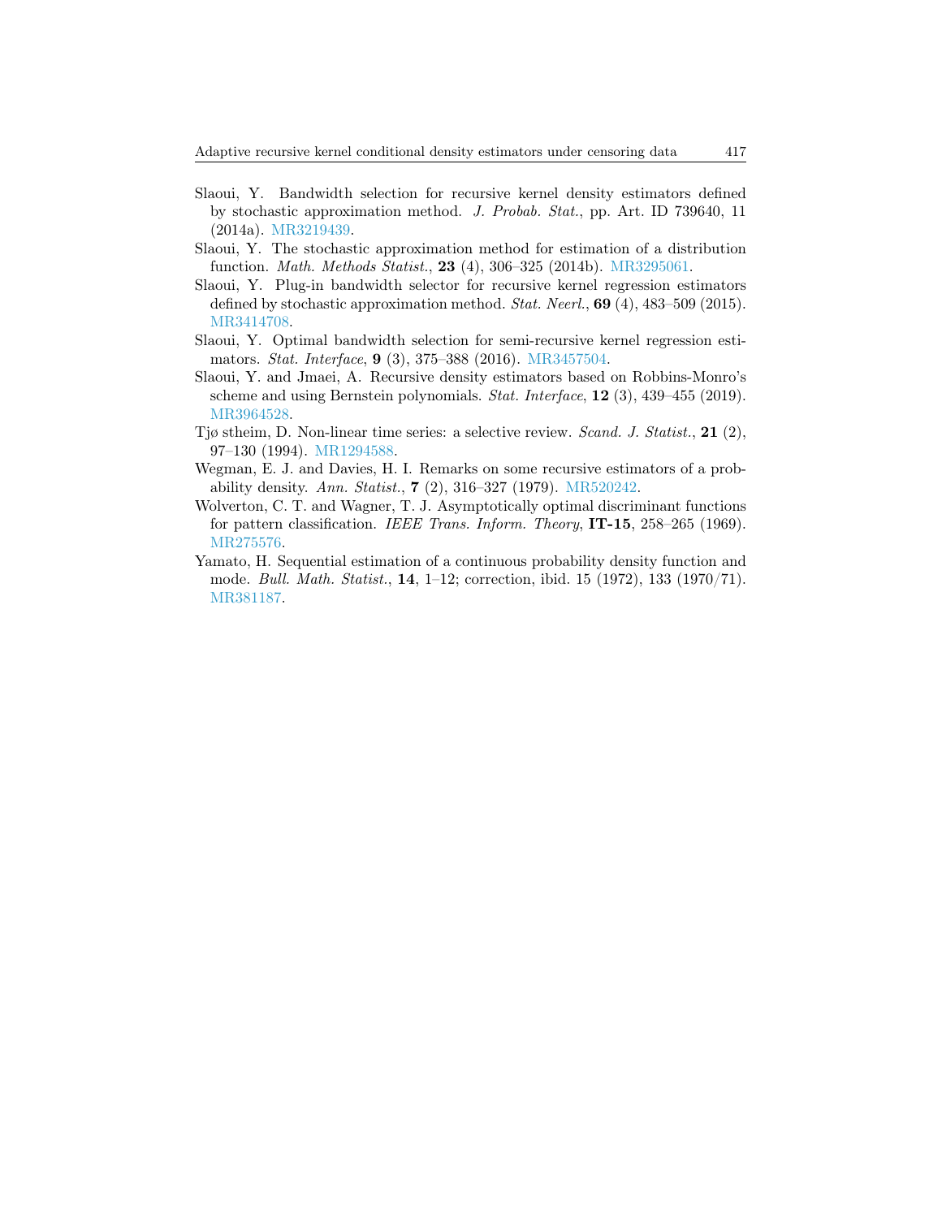Slaoui, Y. Bandwidth selection for recursive kernel density estimators defined by stochastic approximation method. *J. Probab. Stat.*, pp. Art. ID 739640, 11 (2014a). MR3219439.

Slaoui, Y. The stochastic approximation method for estimation of a distribution function. *Math. Methods Statist.*, **23** (4), 306–325 (2014b). MR3295061.

Slaoui, Y. Plug-in bandwidth selector for recursive kernel regression estimators defined by stochastic approximation method. *Stat. Neerl.*, **69** (4), 483–509 (2015). MR3414708.

Slaoui, Y. Optimal bandwidth selection for semi-recursive kernel regression estimators. *Stat. Interface*, **9** (3), 375–388 (2016). MR3457504.

Slaoui, Y. and Jmaei, A. Recursive density estimators based on Robbins-Monro's scheme and using Bernstein polynomials. *Stat. Interface*, **12** (3), 439–455 (2019). MR3964528.

Tjø stheim, D. Non-linear time series: a selective review. *Scand. J. Statist.*, **21** (2), 97–130 (1994). MR1294588.

Wegman, E. J. and Davies, H. I. Remarks on some recursive estimators of a probability density. *Ann. Statist.*, **7** (2), 316–327 (1979). MR520242.

Wolverton, C. T. and Wagner, T. J. Asymptotically optimal discriminant functions for pattern classification. *IEEE Trans. Inform. Theory*, **IT-15**, 258–265 (1969). MR275576.

Yamato, H. Sequential estimation of a continuous probability density function and mode. *Bull. Math. Statist.*, **14**, 1–12; correction, ibid. 15 (1972), 133 (1970/71). MR381187.